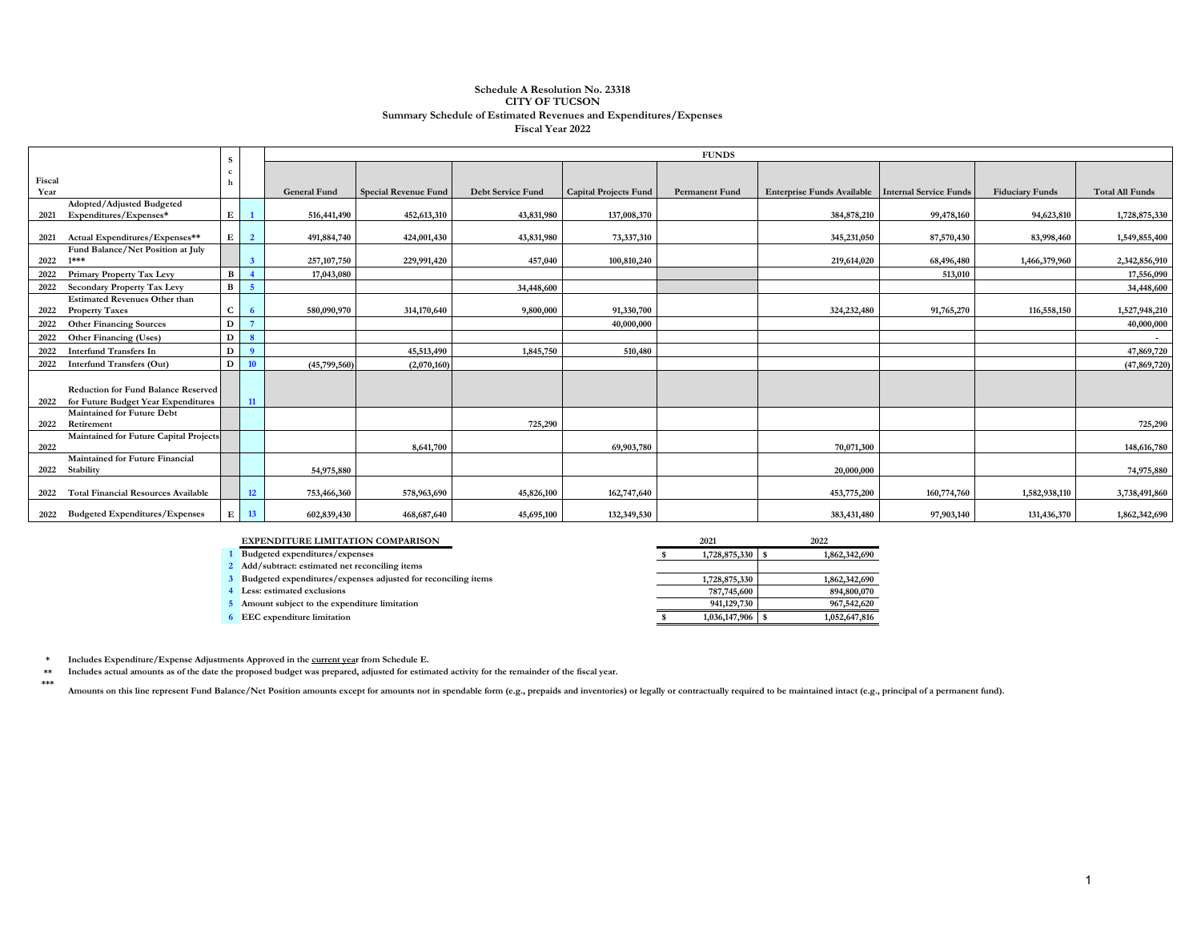**Schedule A Resolution No. 23318**
**CITY OF TUCSON**
**Summary Schedule of Estimated Revenues and Expenditures/Expenses**
**Fiscal Year 2022**

| Fiscal Year | | Sch | | FUNDS | | | | | | | | |
|---|---|---|---|---|---|---|---|---|---|---|---|---|
| | | | | General Fund | Special Revenue Fund | Debt Service Fund | Capital Projects Fund | Permanent Fund | Enterprise Funds Available | Internal Service Funds | Fiduciary Funds | Total All Funds |
| 2021 | Adopted/Adjusted Budgeted Expenditures/Expenses* | E | 1 | 516,441,490 | 452,613,310 | 43,831,980 | 137,008,370 | | 384,878,210 | 99,478,160 | 94,623,810 | 1,728,875,330 |
| 2021 | Actual Expenditures/Expenses** | E | 2 | 491,884,740 | 424,001,430 | 43,831,980 | 73,337,310 | | 345,231,050 | 87,570,430 | 83,998,460 | 1,549,855,400 |
| 2022 | Fund Balance/Net Position at July 1*** | | 3 | 257,107,750 | 229,991,420 | 457,040 | 100,810,240 | | 219,614,020 | 68,496,480 | 1,466,379,960 | 2,342,856,910 |
| 2022 | Primary Property Tax Levy | B | 4 | 17,043,080 | | | | | | 513,010 | | 17,556,090 |
| 2022 | Secondary Property Tax Levy | B | 5 | | | 34,448,600 | | | | | | 34,448,600 |
| 2022 | Estimated Revenues Other than Property Taxes | C | 6 | 580,090,970 | 314,170,640 | 9,800,000 | 91,330,700 | | 324,232,480 | 91,765,270 | 116,558,150 | 1,527,948,210 |
| 2022 | Other Financing Sources | D | 7 | | | | 40,000,000 | | | | | 40,000,000 |
| 2022 | Other Financing (Uses) | D | 8 | | | | | | | | | - |
| 2022 | Interfund Transfers In | D | 9 | | 45,513,490 | 1,845,750 | 510,480 | | | | | 47,869,720 |
| 2022 | Interfund Transfers (Out) | D | 10 | (45,799,560) | (2,070,160) | | | | | | | (47,869,720) |
| 2022 | Reduction for Fund Balance Reserved for Future Budget Year Expenditures | | 11 | | | | | | | | | |
| 2022 | Maintained for Future Debt Retirement | | | | | 725,290 | | | | | | 725,290 |
| 2022 | Maintained for Future Capital Projects | | | | 8,641,700 | | 69,903,780 | | 70,071,300 | | | 148,616,780 |
| 2022 | Maintained for Future Financial Stability | | | 54,975,880 | | | | | 20,000,000 | | | 74,975,880 |
| 2022 | Total Financial Resources Available | | 12 | 753,466,360 | 578,963,690 | 45,826,100 | 162,747,640 | | 453,775,200 | 160,774,760 | 1,582,938,110 | 3,738,491,860 |
| 2022 | Budgeted Expenditures/Expenses | E | 13 | 602,839,430 | 468,687,640 | 45,695,100 | 132,349,530 | | 383,431,480 | 97,903,140 | 131,436,370 | 1,862,342,690 |

| | EXPENDITURE LIMITATION COMPARISON | 2021 | 2022 |
|---|---|---|---|
| 1 | Budgeted expenditures/expenses | $ 1,728,875,330 | $ 1,862,342,690 |
| 2 | Add/subtract: estimated net reconciling items | | |
| 3 | Budgeted expenditures/expenses adjusted for reconciling items | 1,728,875,330 | 1,862,342,690 |
| 4 | Less: estimated exclusions | 787,745,600 | 894,800,070 |
| 5 | Amount subject to the expenditure limitation | 941,129,730 | 967,542,620 |
| 6 | EEC expenditure limitation | $ 1,036,147,906 | $ 1,052,647,816 |

\* Includes Expenditure/Expense Adjustments Approved in the current year from Schedule E.

\*\* Includes actual amounts as of the date the proposed budget was prepared, adjusted for estimated activity for the remainder of the fiscal year.

\*\*\* Amounts on this line represent Fund Balance/Net Position amounts except for amounts not in spendable form (e.g., prepaids and inventories) or legally or contractually required to be maintained intact (e.g., principal of a permanent fund).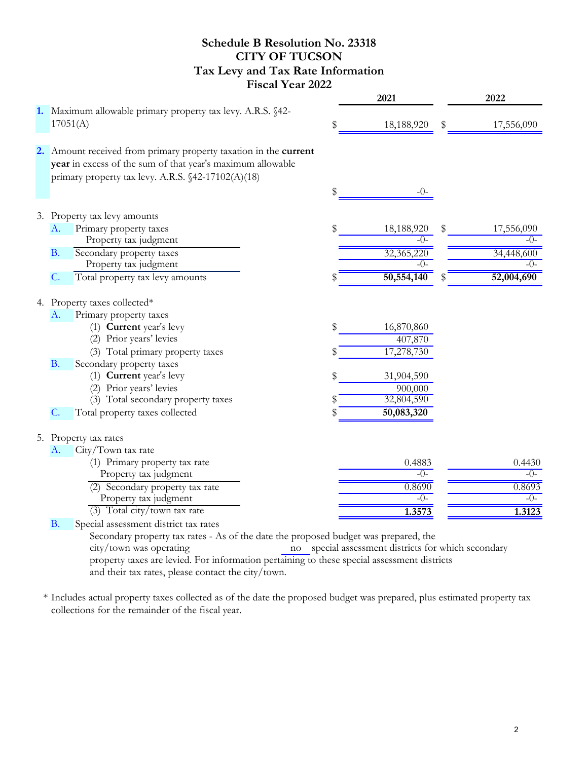# Schedule B Resolution No. 23318
# CITY OF TUCSON
## Tax Levy and Tax Rate Information
## Fiscal Year 2022

| | | 2021 | 2022 |
|---|---|---|---|
| **1.** | Maximum allowable primary property tax levy. A.R.S. §42-17051(A) | $ 18,188,920 | $ 17,556,090 |
| **2.** | Amount received from primary property taxation in the **current year** in excess of the sum of that year's maximum allowable primary property tax levy. A.R.S. §42-17102(A)(18) | $ -0- | |
| 3. | Property tax levy amounts | | |
| A. | Primary property taxes | $ 18,188,920 | $ 17,556,090 |
| | Property tax judgment | -0- | -0- |
| B. | Secondary property taxes | 32,365,220 | 34,448,600 |
| | Property tax judgment | -0- | -0- |
| C. | Total property tax levy amounts | $ **50,554,140** | $ **52,004,690** |
| 4. | Property taxes collected* | | |
| A. | Primary property taxes | | |
| | (1) **Current** year's levy | $ 16,870,860 | |
| | (2) Prior years' levies | 407,870 | |
| | (3) Total primary property taxes | $ 17,278,730 | |
| B. | Secondary property taxes | | |
| | (1) **Current** year's levy | $ 31,904,590 | |
| | (2) Prior years' levies | 900,000 | |
| | (3) Total secondary property taxes | $ 32,804,590 | |
| C. | Total property taxes collected | $ **50,083,320** | |
| 5. | Property tax rates | | |
| A. | City/Town tax rate | | |
| | (1) Primary property tax rate | 0.4883 | 0.4430 |
| | Property tax judgment | -0- | -0- |
| | (2) Secondary property tax rate | 0.8690 | 0.8693 |
| | Property tax judgment | -0- | -0- |
| | (3) Total city/town tax rate | **1.3573** | **1.3123** |

B. Special assessment district tax rates

Secondary property tax rates - As of the date the proposed budget was prepared, the city/town was operating no special assessment districts for which secondary property taxes are levied. For information pertaining to these special assessment districts and their tax rates, please contact the city/town.

\* Includes actual property taxes collected as of the date the proposed budget was prepared, plus estimated property tax collections for the remainder of the fiscal year.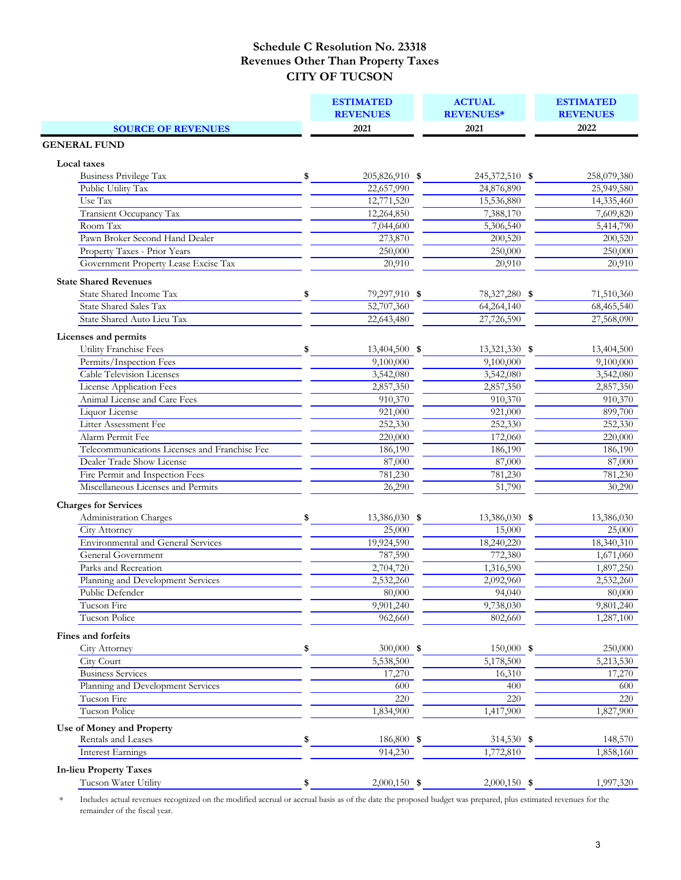# Schedule C Resolution No. 23318
## Revenues Other Than Property Taxes
## CITY OF TUCSON

| SOURCE OF REVENUES | ESTIMATED REVENUES 2021 | ACTUAL REVENUES* 2021 | ESTIMATED REVENUES 2022 |
|---|---|---|---|
| **GENERAL FUND** | | | |
| **Local taxes** | | | |
| Business Privilege Tax | $ 205,826,910 | $ 245,372,510 | $ 258,079,380 |
| Public Utility Tax | 22,657,990 | 24,876,890 | 25,949,580 |
| Use Tax | 12,771,520 | 15,536,880 | 14,335,460 |
| Transient Occupancy Tax | 12,264,850 | 7,388,170 | 7,609,820 |
| Room Tax | 7,044,600 | 5,306,540 | 5,414,790 |
| Pawn Broker Second Hand Dealer | 273,870 | 200,520 | 200,520 |
| Property Taxes - Prior Years | 250,000 | 250,000 | 250,000 |
| Government Property Lease Excise Tax | 20,910 | 20,910 | 20,910 |
| **State Shared Revenues** | | | |
| State Shared Income Tax | $ 79,297,910 | $ 78,327,280 | $ 71,510,360 |
| State Shared Sales Tax | 52,707,360 | 64,264,140 | 68,465,540 |
| State Shared Auto Lieu Tax | 22,643,480 | 27,726,590 | 27,568,090 |
| **Licenses and permits** | | | |
| Utility Franchise Fees | $ 13,404,500 | $ 13,321,330 | $ 13,404,500 |
| Permits/Inspection Fees | 9,100,000 | 9,100,000 | 9,100,000 |
| Cable Television Licenses | 3,542,080 | 3,542,080 | 3,542,080 |
| License Application Fees | 2,857,350 | 2,857,350 | 2,857,350 |
| Animal License and Care Fees | 910,370 | 910,370 | 910,370 |
| Liquor License | 921,000 | 921,000 | 899,700 |
| Litter Assessment Fee | 252,330 | 252,330 | 252,330 |
| Alarm Permit Fee | 220,000 | 172,060 | 220,000 |
| Telecommunications Licenses and Franchise Fee | 186,190 | 186,190 | 186,190 |
| Dealer Trade Show License | 87,000 | 87,000 | 87,000 |
| Fire Permit and Inspection Fees | 781,230 | 781,230 | 781,230 |
| Miscellaneous Licenses and Permits | 26,290 | 51,790 | 30,290 |
| **Charges for Services** | | | |
| Administration Charges | $ 13,386,030 | $ 13,386,030 | $ 13,386,030 |
| City Attorney | 25,000 | 15,000 | 25,000 |
| Environmental and General Services | 19,924,590 | 18,240,220 | 18,340,310 |
| General Government | 787,590 | 772,380 | 1,671,060 |
| Parks and Recreation | 2,704,720 | 1,316,590 | 1,897,250 |
| Planning and Development Services | 2,532,260 | 2,092,960 | 2,532,260 |
| Public Defender | 80,000 | 94,040 | 80,000 |
| Tucson Fire | 9,901,240 | 9,738,030 | 9,801,240 |
| Tucson Police | 962,660 | 802,660 | 1,287,100 |
| **Fines and forfeits** | | | |
| City Attorney | $ 300,000 | $ 150,000 | $ 250,000 |
| City Court | 5,538,500 | 5,178,500 | 5,213,530 |
| Business Services | 17,270 | 16,310 | 17,270 |
| Planning and Development Services | 600 | 400 | 600 |
| Tucson Fire | 220 | 220 | 220 |
| Tucson Police | 1,834,900 | 1,417,900 | 1,827,900 |
| **Use of Money and Property** | | | |
| Rentals and Leases | $ 186,800 | $ 314,530 | $ 148,570 |
| Interest Earnings | 914,230 | 1,772,810 | 1,858,160 |
| **In-lieu Property Taxes** | | | |
| Tucson Water Utility | $ 2,000,150 | $ 2,000,150 | $ 1,997,320 |

\* Includes actual revenues recognized on the modified accrual or accrual basis as of the date the proposed budget was prepared, plus estimated revenues for the remainder of the fiscal year.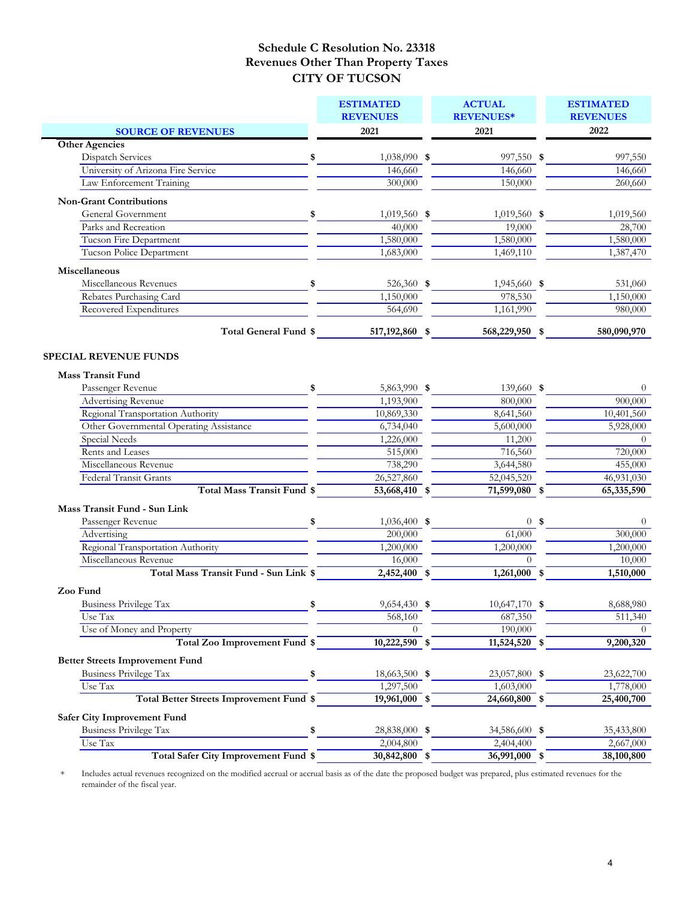# Schedule C Resolution No. 23318
## Revenues Other Than Property Taxes
## CITY OF TUCSON

| SOURCE OF REVENUES | ESTIMATED REVENUES 2021 | ACTUAL REVENUES* 2021 | ESTIMATED REVENUES 2022 |
|---|---|---|---|
| **Other Agencies** | | | |
| Dispatch Services | $ 1,038,090 | $ 997,550 | $ 997,550 |
| University of Arizona Fire Service | 146,660 | 146,660 | 146,660 |
| Law Enforcement Training | 300,000 | 150,000 | 260,660 |
| **Non-Grant Contributions** | | | |
| General Government | $ 1,019,560 | $ 1,019,560 | $ 1,019,560 |
| Parks and Recreation | 40,000 | 19,000 | 28,700 |
| Tucson Fire Department | 1,580,000 | 1,580,000 | 1,580,000 |
| Tucson Police Department | 1,683,000 | 1,469,110 | 1,387,470 |
| **Miscellaneous** | | | |
| Miscellaneous Revenues | $ 526,360 | $ 1,945,660 | $ 531,060 |
| Rebates Purchasing Card | 1,150,000 | 978,530 | 1,150,000 |
| Recovered Expenditures | 564,690 | 1,161,990 | 980,000 |
| **Total General Fund** | **$ 517,192,860** | **$ 568,229,950** | **$ 580,090,970** |
| **SPECIAL REVENUE FUNDS** | | | |
| **Mass Transit Fund** | | | |
| Passenger Revenue | $ 5,863,990 | $ 139,660 | $ 0 |
| Advertising Revenue | 1,193,900 | 800,000 | 900,000 |
| Regional Transportation Authority | 10,869,330 | 8,641,560 | 10,401,560 |
| Other Governmental Operating Assistance | 6,734,040 | 5,600,000 | 5,928,000 |
| Special Needs | 1,226,000 | 11,200 | 0 |
| Rents and Leases | 515,000 | 716,560 | 720,000 |
| Miscellaneous Revenue | 738,290 | 3,644,580 | 455,000 |
| Federal Transit Grants | 26,527,860 | 52,045,520 | 46,931,030 |
| **Total Mass Transit Fund** | **$ 53,668,410** | **$ 71,599,080** | **$ 65,335,590** |
| **Mass Transit Fund - Sun Link** | | | |
| Passenger Revenue | $ 1,036,400 | $ 0 | $ 0 |
| Advertising | 200,000 | 61,000 | 300,000 |
| Regional Transportation Authority | 1,200,000 | 1,200,000 | 1,200,000 |
| Miscellaneous Revenue | 16,000 | 0 | 10,000 |
| **Total Mass Transit Fund - Sun Link** | **$ 2,452,400** | **$ 1,261,000** | **$ 1,510,000** |
| **Zoo Fund** | | | |
| Business Privilege Tax | $ 9,654,430 | $ 10,647,170 | $ 8,688,980 |
| Use Tax | 568,160 | 687,350 | 511,340 |
| Use of Money and Property | 0 | 190,000 | 0 |
| **Total Zoo Improvement Fund** | **$ 10,222,590** | **$ 11,524,520** | **$ 9,200,320** |
| **Better Streets Improvement Fund** | | | |
| Business Privilege Tax | $ 18,663,500 | $ 23,057,800 | $ 23,622,700 |
| Use Tax | 1,297,500 | 1,603,000 | 1,778,000 |
| **Total Better Streets Improvement Fund** | **$ 19,961,000** | **$ 24,660,800** | **$ 25,400,700** |
| **Safer City Improvement Fund** | | | |
| Business Privilege Tax | $ 28,838,000 | $ 34,586,600 | $ 35,433,800 |
| Use Tax | 2,004,800 | 2,404,400 | 2,667,000 |
| **Total Safer City Improvement Fund** | **$ 30,842,800** | **$ 36,991,000** | **$ 38,100,800** |

\* Includes actual revenues recognized on the modified accrual or accrual basis as of the date the proposed budget was prepared, plus estimated revenues for the remainder of the fiscal year.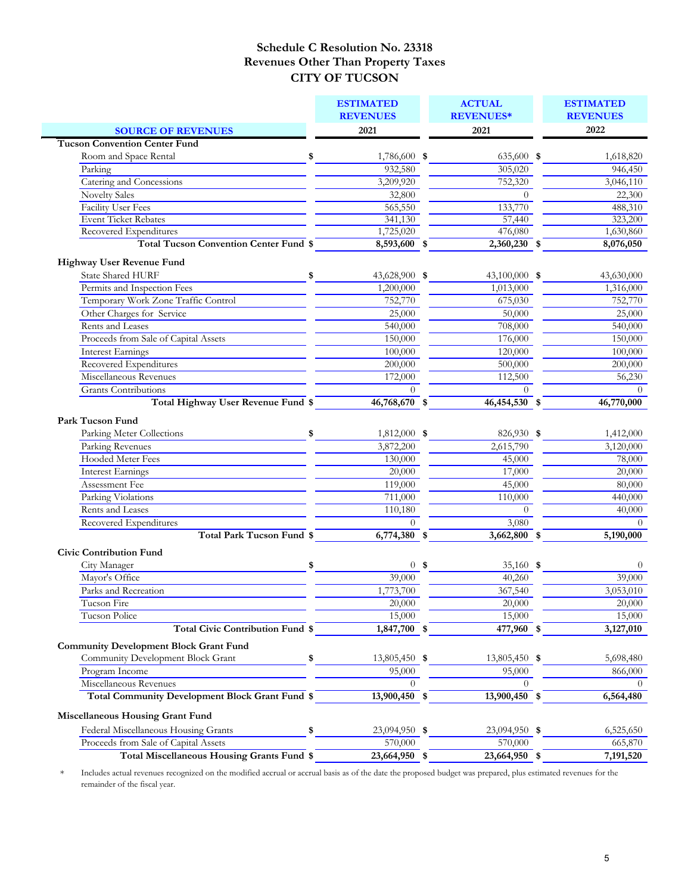# Schedule C Resolution No. 23318
## Revenues Other Than Property Taxes
## CITY OF TUCSON

| SOURCE OF REVENUES | ESTIMATED REVENUES 2021 | ACTUAL REVENUES* 2021 | ESTIMATED REVENUES 2022 |
|---|---|---|---|
| **Tucson Convention Center Fund** | | | |
| Room and Space Rental | $ 1,786,600 | $ 635,600 | $ 1,618,820 |
| Parking | 932,580 | 305,020 | 946,450 |
| Catering and Concessions | 3,209,920 | 752,320 | 3,046,110 |
| Novelty Sales | 32,800 | 0 | 22,300 |
| Facility User Fees | 565,550 | 133,770 | 488,310 |
| Event Ticket Rebates | 341,130 | 57,440 | 323,200 |
| Recovered Expenditures | 1,725,020 | 476,080 | 1,630,860 |
| **Total Tucson Convention Center Fund** | **$ 8,593,600** | **$ 2,360,230** | **$ 8,076,050** |
| **Highway User Revenue Fund** | | | |
| State Shared HURF | $ 43,628,900 | $ 43,100,000 | $ 43,630,000 |
| Permits and Inspection Fees | 1,200,000 | 1,013,000 | 1,316,000 |
| Temporary Work Zone Traffic Control | 752,770 | 675,030 | 752,770 |
| Other Charges for Service | 25,000 | 50,000 | 25,000 |
| Rents and Leases | 540,000 | 708,000 | 540,000 |
| Proceeds from Sale of Capital Assets | 150,000 | 176,000 | 150,000 |
| Interest Earnings | 100,000 | 120,000 | 100,000 |
| Recovered Expenditures | 200,000 | 500,000 | 200,000 |
| Miscellaneous Revenues | 172,000 | 112,500 | 56,230 |
| Grants Contributions | 0 | 0 | 0 |
| **Total Highway User Revenue Fund** | **$ 46,768,670** | **$ 46,454,530** | **$ 46,770,000** |
| **Park Tucson Fund** | | | |
| Parking Meter Collections | $ 1,812,000 | $ 826,930 | $ 1,412,000 |
| Parking Revenues | 3,872,200 | 2,615,790 | 3,120,000 |
| Hooded Meter Fees | 130,000 | 45,000 | 78,000 |
| Interest Earnings | 20,000 | 17,000 | 20,000 |
| Assessment Fee | 119,000 | 45,000 | 80,000 |
| Parking Violations | 711,000 | 110,000 | 440,000 |
| Rents and Leases | 110,180 | 0 | 40,000 |
| Recovered Expenditures | 0 | 3,080 | 0 |
| **Total Park Tucson Fund** | **$ 6,774,380** | **$ 3,662,800** | **$ 5,190,000** |
| **Civic Contribution Fund** | | | |
| City Manager | $ 0 | $ 35,160 | $ 0 |
| Mayor's Office | 39,000 | 40,260 | 39,000 |
| Parks and Recreation | 1,773,700 | 367,540 | 3,053,010 |
| Tucson Fire | 20,000 | 20,000 | 20,000 |
| Tucson Police | 15,000 | 15,000 | 15,000 |
| **Total Civic Contribution Fund** | **$ 1,847,700** | **$ 477,960** | **$ 3,127,010** |
| **Community Development Block Grant Fund** | | | |
| Community Development Block Grant | $ 13,805,450 | $ 13,805,450 | $ 5,698,480 |
| Program Income | 95,000 | 95,000 | 866,000 |
| Miscellaneous Revenues | 0 | 0 | 0 |
| **Total Community Development Block Grant Fund** | **$ 13,900,450** | **$ 13,900,450** | **$ 6,564,480** |
| **Miscellaneous Housing Grant Fund** | | | |
| Federal Miscellaneous Housing Grants | $ 23,094,950 | $ 23,094,950 | $ 6,525,650 |
| Proceeds from Sale of Capital Assets | 570,000 | 570,000 | 665,870 |
| **Total Miscellaneous Housing Grants Fund** | **$ 23,664,950** | **$ 23,664,950** | **$ 7,191,520** |

\* Includes actual revenues recognized on the modified accrual or accrual basis as of the date the proposed budget was prepared, plus estimated revenues for the remainder of the fiscal year.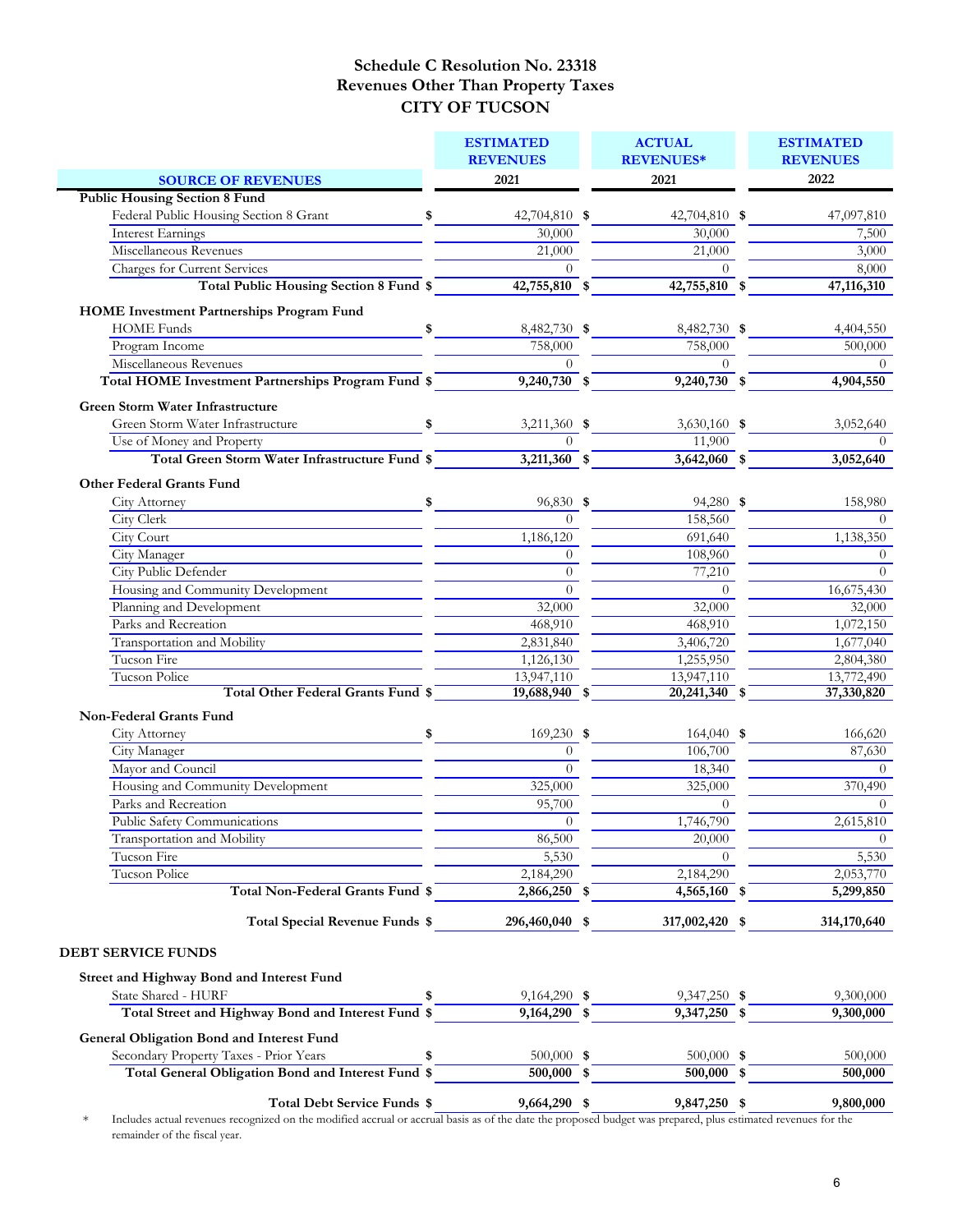# Schedule C Resolution No. 23318
## Revenues Other Than Property Taxes
## CITY OF TUCSON

| SOURCE OF REVENUES | ESTIMATED REVENUES 2021 | ACTUAL REVENUES* 2021 | ESTIMATED REVENUES 2022 |
|---|---|---|---|
| **Public Housing Section 8 Fund** | | | |
| Federal Public Housing Section 8 Grant | $ 42,704,810 | $ 42,704,810 | $ 47,097,810 |
| Interest Earnings | 30,000 | 30,000 | 7,500 |
| Miscellaneous Revenues | 21,000 | 21,000 | 3,000 |
| Charges for Current Services | 0 | 0 | 8,000 |
| **Total Public Housing Section 8 Fund** | **$ 42,755,810** | **$ 42,755,810** | **$ 47,116,310** |
| **HOME Investment Partnerships Program Fund** | | | |
| HOME Funds | $ 8,482,730 | $ 8,482,730 | $ 4,404,550 |
| Program Income | 758,000 | 758,000 | 500,000 |
| Miscellaneous Revenues | 0 | 0 | 0 |
| **Total HOME Investment Partnerships Program Fund** | **$ 9,240,730** | **$ 9,240,730** | **$ 4,904,550** |
| **Green Storm Water Infrastructure** | | | |
| Green Storm Water Infrastructure | $ 3,211,360 | $ 3,630,160 | $ 3,052,640 |
| Use of Money and Property | 0 | 11,900 | 0 |
| **Total Green Storm Water Infrastructure Fund** | **$ 3,211,360** | **$ 3,642,060** | **$ 3,052,640** |
| **Other Federal Grants Fund** | | | |
| City Attorney | $ 96,830 | $ 94,280 | $ 158,980 |
| City Clerk | 0 | 158,560 | 0 |
| City Court | 1,186,120 | 691,640 | 1,138,350 |
| City Manager | 0 | 108,960 | 0 |
| City Public Defender | 0 | 77,210 | 0 |
| Housing and Community Development | 0 | 0 | 16,675,430 |
| Planning and Development | 32,000 | 32,000 | 32,000 |
| Parks and Recreation | 468,910 | 468,910 | 1,072,150 |
| Transportation and Mobility | 2,831,840 | 3,406,720 | 1,677,040 |
| Tucson Fire | 1,126,130 | 1,255,950 | 2,804,380 |
| Tucson Police | 13,947,110 | 13,947,110 | 13,772,490 |
| **Total Other Federal Grants Fund** | **$ 19,688,940** | **$ 20,241,340** | **$ 37,330,820** |
| **Non-Federal Grants Fund** | | | |
| City Attorney | $ 169,230 | $ 164,040 | $ 166,620 |
| City Manager | 0 | 106,700 | 87,630 |
| Mayor and Council | 0 | 18,340 | 0 |
| Housing and Community Development | 325,000 | 325,000 | 370,490 |
| Parks and Recreation | 95,700 | 0 | 0 |
| Public Safety Communications | 0 | 1,746,790 | 2,615,810 |
| Transportation and Mobility | 86,500 | 20,000 | 0 |
| Tucson Fire | 5,530 | 0 | 5,530 |
| Tucson Police | 2,184,290 | 2,184,290 | 2,053,770 |
| **Total Non-Federal Grants Fund** | **$ 2,866,250** | **$ 4,565,160** | **$ 5,299,850** |
| **Total Special Revenue Funds** | **$ 296,460,040** | **$ 317,002,420** | **$ 314,170,640** |
| **DEBT SERVICE FUNDS** | | | |
| **Street and Highway Bond and Interest Fund** | | | |
| State Shared - HURF | $ 9,164,290 | $ 9,347,250 | $ 9,300,000 |
| **Total Street and Highway Bond and Interest Fund** | **$ 9,164,290** | **$ 9,347,250** | **$ 9,300,000** |
| **General Obligation Bond and Interest Fund** | | | |
| Secondary Property Taxes - Prior Years | $ 500,000 | $ 500,000 | $ 500,000 |
| **Total General Obligation Bond and Interest Fund** | **$ 500,000** | **$ 500,000** | **$ 500,000** |
| **Total Debt Service Funds** | **$ 9,664,290** | **$ 9,847,250** | **$ 9,800,000** |

\* Includes actual revenues recognized on the modified accrual or accrual basis as of the date the proposed budget was prepared, plus estimated revenues for the remainder of the fiscal year.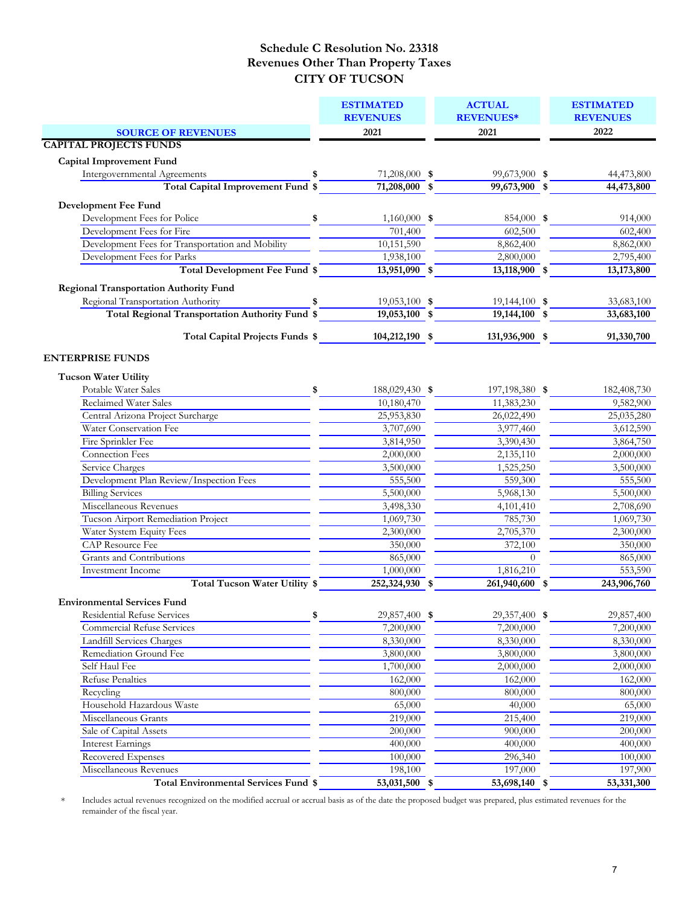# Schedule C Resolution No. 23318
## Revenues Other Than Property Taxes
## CITY OF TUCSON

| SOURCE OF REVENUES | ESTIMATED REVENUES 2021 | ACTUAL REVENUES* 2021 | ESTIMATED REVENUES 2022 |
|---|---|---|---|
| **CAPITAL PROJECTS FUNDS** | | | |
| **Capital Improvement Fund** | | | |
| Intergovernmental Agreements | $ 71,208,000 | $ 99,673,900 | $ 44,473,800 |
| **Total Capital Improvement Fund** | **$ 71,208,000** | **$ 99,673,900** | **$ 44,473,800** |
| **Development Fee Fund** | | | |
| Development Fees for Police | $ 1,160,000 | $ 854,000 | $ 914,000 |
| Development Fees for Fire | 701,400 | 602,500 | 602,400 |
| Development Fees for Transportation and Mobility | 10,151,590 | 8,862,400 | 8,862,000 |
| Development Fees for Parks | 1,938,100 | 2,800,000 | 2,795,400 |
| **Total Development Fee Fund** | **$ 13,951,090** | **$ 13,118,900** | **$ 13,173,800** |
| **Regional Transportation Authority Fund** | | | |
| Regional Transportation Authority | $ 19,053,100 | $ 19,144,100 | $ 33,683,100 |
| **Total Regional Transportation Authority Fund** | **$ 19,053,100** | **$ 19,144,100** | **$ 33,683,100** |
| **Total Capital Projects Funds** | **$ 104,212,190** | **$ 131,936,900** | **$ 91,330,700** |
| **ENTERPRISE FUNDS** | | | |
| **Tucson Water Utility** | | | |
| Potable Water Sales | $ 188,029,430 | $ 197,198,380 | $ 182,408,730 |
| Reclaimed Water Sales | 10,180,470 | 11,383,230 | 9,582,900 |
| Central Arizona Project Surcharge | 25,953,830 | 26,022,490 | 25,035,280 |
| Water Conservation Fee | 3,707,690 | 3,977,460 | 3,612,590 |
| Fire Sprinkler Fee | 3,814,950 | 3,390,430 | 3,864,750 |
| Connection Fees | 2,000,000 | 2,135,110 | 2,000,000 |
| Service Charges | 3,500,000 | 1,525,250 | 3,500,000 |
| Development Plan Review/Inspection Fees | 555,500 | 559,300 | 555,500 |
| Billing Services | 5,500,000 | 5,968,130 | 5,500,000 |
| Miscellaneous Revenues | 3,498,330 | 4,101,410 | 2,708,690 |
| Tucson Airport Remediation Project | 1,069,730 | 785,730 | 1,069,730 |
| Water System Equity Fees | 2,300,000 | 2,705,370 | 2,300,000 |
| CAP Resource Fee | 350,000 | 372,100 | 350,000 |
| Grants and Contributions | 865,000 | 0 | 865,000 |
| Investment Income | 1,000,000 | 1,816,210 | 553,590 |
| **Total Tucson Water Utility** | **$ 252,324,930** | **$ 261,940,600** | **$ 243,906,760** |
| **Environmental Services Fund** | | | |
| Residential Refuse Services | $ 29,857,400 | $ 29,357,400 | $ 29,857,400 |
| Commercial Refuse Services | 7,200,000 | 7,200,000 | 7,200,000 |
| Landfill Services Charges | 8,330,000 | 8,330,000 | 8,330,000 |
| Remediation Ground Fee | 3,800,000 | 3,800,000 | 3,800,000 |
| Self Haul Fee | 1,700,000 | 2,000,000 | 2,000,000 |
| Refuse Penalties | 162,000 | 162,000 | 162,000 |
| Recycling | 800,000 | 800,000 | 800,000 |
| Household Hazardous Waste | 65,000 | 40,000 | 65,000 |
| Miscellaneous Grants | 219,000 | 215,400 | 219,000 |
| Sale of Capital Assets | 200,000 | 900,000 | 200,000 |
| Interest Earnings | 400,000 | 400,000 | 400,000 |
| Recovered Expenses | 100,000 | 296,340 | 100,000 |
| Miscellaneous Revenues | 198,100 | 197,000 | 197,900 |
| **Total Environmental Services Fund** | **$ 53,031,500** | **$ 53,698,140** | **$ 53,331,300** |

\* Includes actual revenues recognized on the modified accrual or accrual basis as of the date the proposed budget was prepared, plus estimated revenues for the remainder of the fiscal year.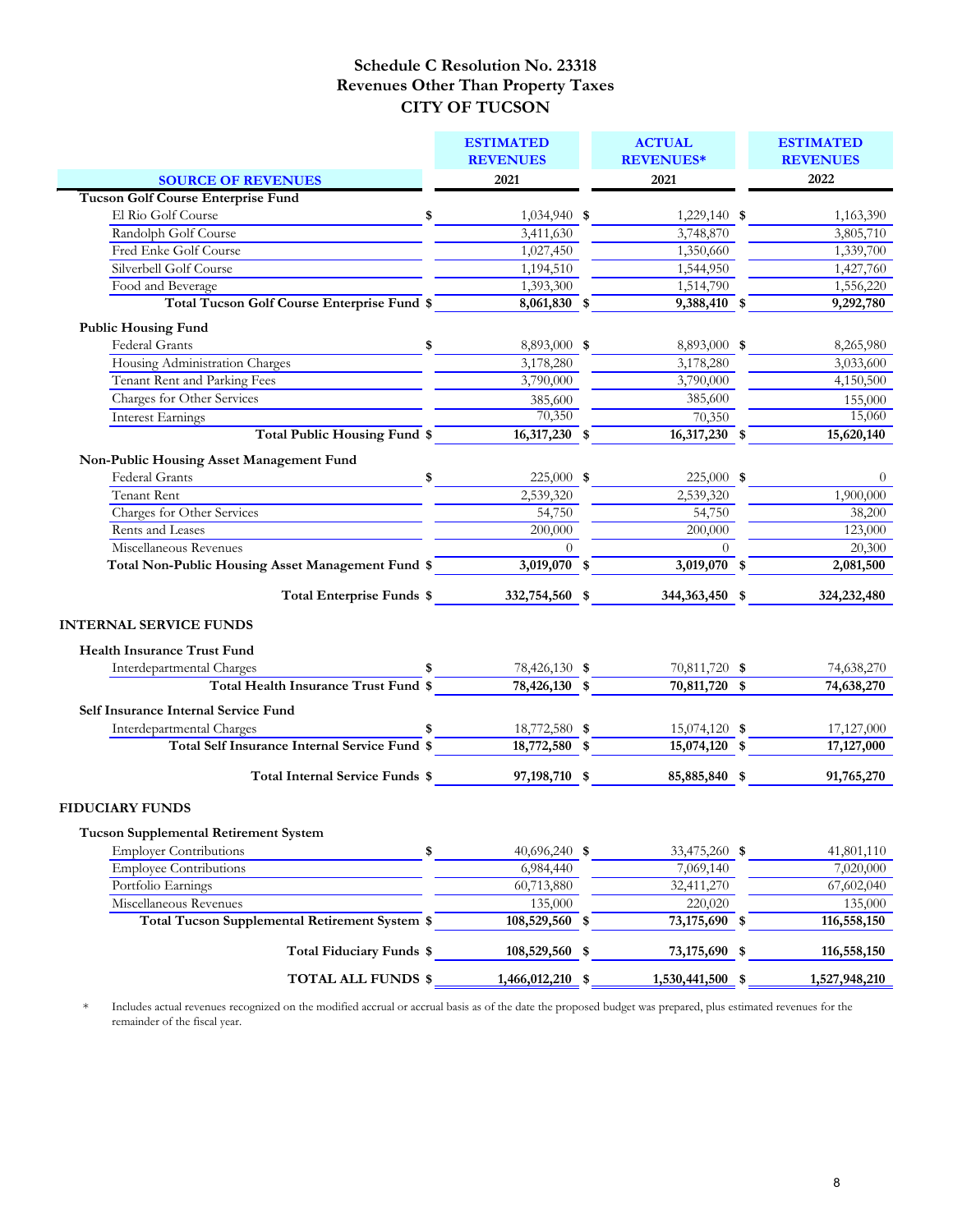## Schedule C Resolution No. 23318
## Revenues Other Than Property Taxes
## CITY OF TUCSON

| SOURCE OF REVENUES | ESTIMATED REVENUES 2021 | ACTUAL REVENUES* 2021 | ESTIMATED REVENUES 2022 |
|---|---|---|---|
| **Tucson Golf Course Enterprise Fund** | | | |
| El Rio Golf Course | $ 1,034,940 | $ 1,229,140 | $ 1,163,390 |
| Randolph Golf Course | 3,411,630 | 3,748,870 | 3,805,710 |
| Fred Enke Golf Course | 1,027,450 | 1,350,660 | 1,339,700 |
| Silverbell Golf Course | 1,194,510 | 1,544,950 | 1,427,760 |
| Food and Beverage | 1,393,300 | 1,514,790 | 1,556,220 |
| **Total Tucson Golf Course Enterprise Fund** | **$ 8,061,830** | **$ 9,388,410** | **$ 9,292,780** |
| **Public Housing Fund** | | | |
| Federal Grants | $ 8,893,000 | $ 8,893,000 | $ 8,265,980 |
| Housing Administration Charges | 3,178,280 | 3,178,280 | 3,033,600 |
| Tenant Rent and Parking Fees | 3,790,000 | 3,790,000 | 4,150,500 |
| Charges for Other Services | 385,600 | 385,600 | 155,000 |
| Interest Earnings | 70,350 | 70,350 | 15,060 |
| **Total Public Housing Fund** | **$ 16,317,230** | **$ 16,317,230** | **$ 15,620,140** |
| **Non-Public Housing Asset Management Fund** | | | |
| Federal Grants | $ 225,000 | $ 225,000 | $ 0 |
| Tenant Rent | 2,539,320 | 2,539,320 | 1,900,000 |
| Charges for Other Services | 54,750 | 54,750 | 38,200 |
| Rents and Leases | 200,000 | 200,000 | 123,000 |
| Miscellaneous Revenues | 0 | 0 | 20,300 |
| **Total Non-Public Housing Asset Management Fund** | **$ 3,019,070** | **$ 3,019,070** | **$ 2,081,500** |
| **Total Enterprise Funds** | **$ 332,754,560** | **$ 344,363,450** | **$ 324,232,480** |
| **INTERNAL SERVICE FUNDS** | | | |
| **Health Insurance Trust Fund** | | | |
| Interdepartmental Charges | $ 78,426,130 | $ 70,811,720 | $ 74,638,270 |
| **Total Health Insurance Trust Fund** | **$ 78,426,130** | **$ 70,811,720** | **$ 74,638,270** |
| **Self Insurance Internal Service Fund** | | | |
| Interdepartmental Charges | $ 18,772,580 | $ 15,074,120 | $ 17,127,000 |
| **Total Self Insurance Internal Service Fund** | **$ 18,772,580** | **$ 15,074,120** | **$ 17,127,000** |
| **Total Internal Service Funds** | **$ 97,198,710** | **$ 85,885,840** | **$ 91,765,270** |
| **FIDUCIARY FUNDS** | | | |
| **Tucson Supplemental Retirement System** | | | |
| Employer Contributions | $ 40,696,240 | $ 33,475,260 | $ 41,801,110 |
| Employee Contributions | 6,984,440 | 7,069,140 | 7,020,000 |
| Portfolio Earnings | 60,713,880 | 32,411,270 | 67,602,040 |
| Miscellaneous Revenues | 135,000 | 220,020 | 135,000 |
| **Total Tucson Supplemental Retirement System** | **$ 108,529,560** | **$ 73,175,690** | **$ 116,558,150** |
| **Total Fiduciary Funds** | **$ 108,529,560** | **$ 73,175,690** | **$ 116,558,150** |
| **TOTAL ALL FUNDS** | **$ 1,466,012,210** | **$ 1,530,441,500** | **$ 1,527,948,210** |

\* Includes actual revenues recognized on the modified accrual or accrual basis as of the date the proposed budget was prepared, plus estimated revenues for the remainder of the fiscal year.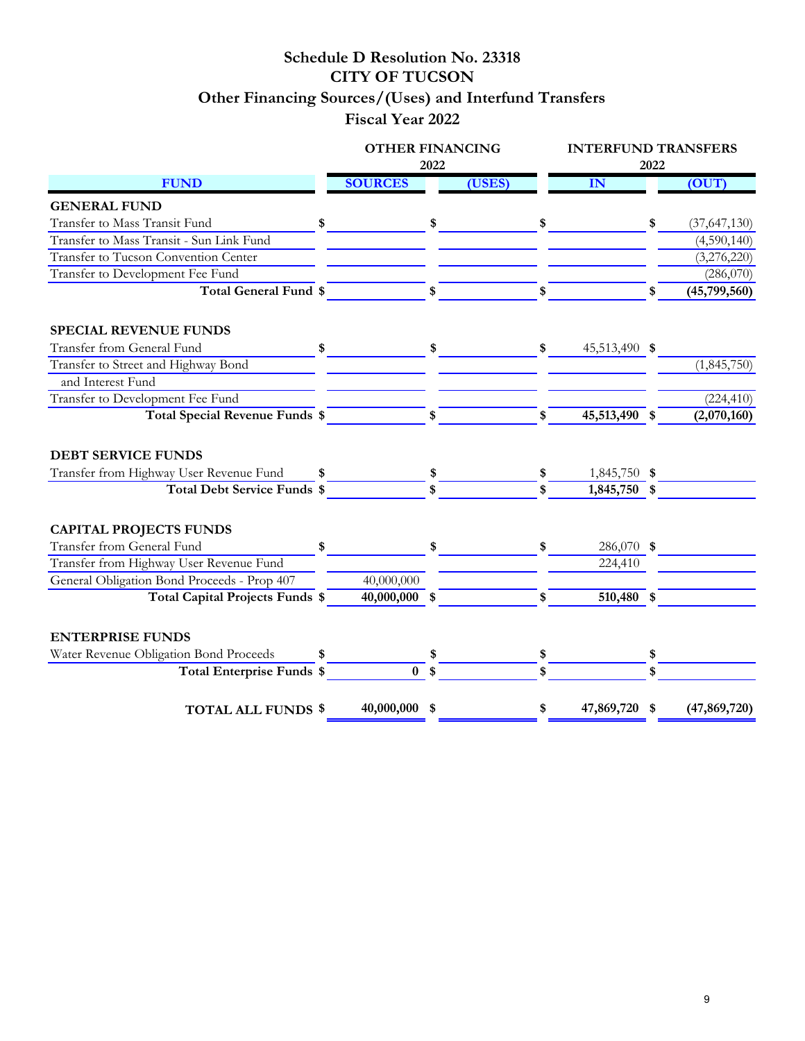# Schedule D Resolution No. 23318
# CITY OF TUCSON
## Other Financing Sources/(Uses) and Interfund Transfers
## Fiscal Year 2022

| | OTHER FINANCING 2022 | | INTERFUND TRANSFERS 2022 | |
|---|---|---|---|---|
| **FUND** | **SOURCES** | **(USES)** | **IN** | **(OUT)** |
| **GENERAL FUND** | | | | |
| Transfer to Mass Transit Fund | $ | $ | $ | $ (37,647,130) |
| Transfer to Mass Transit - Sun Link Fund | | | | (4,590,140) |
| Transfer to Tucson Convention Center | | | | (3,276,220) |
| Transfer to Development Fee Fund | | | | (286,070) |
| **Total General Fund** | $ | $ | $ | **$ (45,799,560)** |
| **SPECIAL REVENUE FUNDS** | | | | |
| Transfer from General Fund | $ | $ | $ 45,513,490 | $ |
| Transfer to Street and Highway Bond and Interest Fund | | | | (1,845,750) |
| Transfer to Development Fee Fund | | | | (224,410) |
| **Total Special Revenue Funds** | $ | $ | **$ 45,513,490** | **$ (2,070,160)** |
| **DEBT SERVICE FUNDS** | | | | |
| Transfer from Highway User Revenue Fund | $ | $ | $ 1,845,750 | $ |
| **Total Debt Service Funds** | $ | $ | **$ 1,845,750** | $ |
| **CAPITAL PROJECTS FUNDS** | | | | |
| Transfer from General Fund | $ | $ | $ 286,070 | $ |
| Transfer from Highway User Revenue Fund | | | 224,410 | |
| General Obligation Bond Proceeds - Prop 407 | 40,000,000 | | | |
| **Total Capital Projects Funds** | **$ 40,000,000** | $ | **$ 510,480** | $ |
| **ENTERPRISE FUNDS** | | | | |
| Water Revenue Obligation Bond Proceeds | $ | $ | $ | $ |
| **Total Enterprise Funds** | **$ 0** | $ | $ | $ |
| **TOTAL ALL FUNDS** | **$ 40,000,000** | $ | **$ 47,869,720** | **$ (47,869,720)** |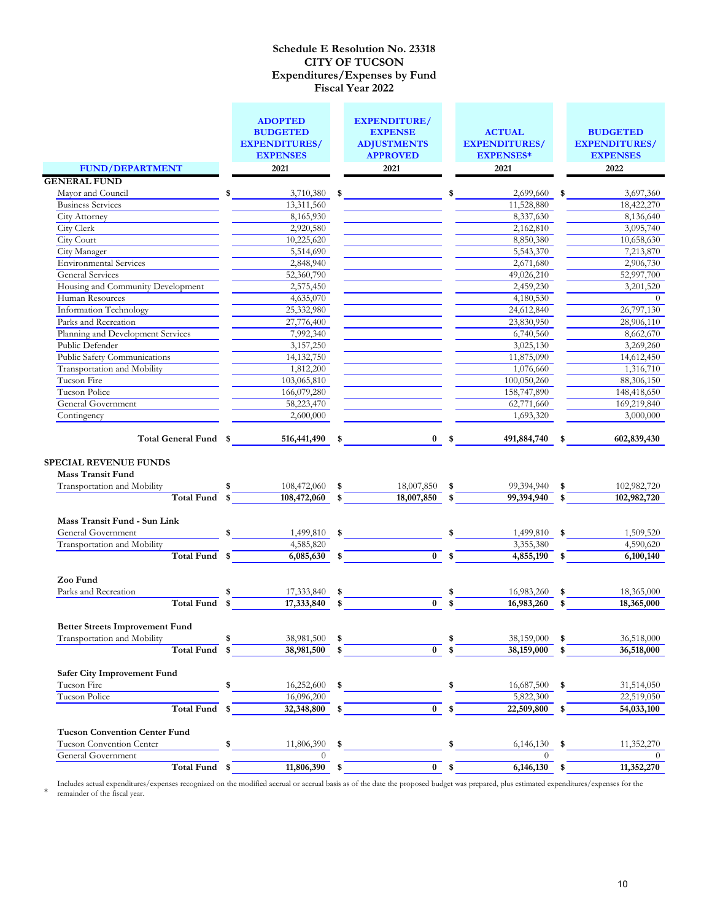# Schedule E Resolution No. 23318
# CITY OF TUCSON
# Expenditures/Expenses by Fund
# Fiscal Year 2022

| FUND/DEPARTMENT | ADOPTED BUDGETED EXPENDITURES/ EXPENSES 2021 | EXPENDITURE/ EXPENSE ADJUSTMENTS APPROVED 2021 | ACTUAL EXPENDITURES/ EXPENSES* 2021 | BUDGETED EXPENDITURES/ EXPENSES 2022 |
|---|---|---|---|---|
| **GENERAL FUND** | | | | |
| Mayor and Council | $ 3,710,380 | $ | $ 2,699,660 | $ 3,697,360 |
| Business Services | 13,311,560 | | 11,528,880 | 18,422,270 |
| City Attorney | 8,165,930 | | 8,337,630 | 8,136,640 |
| City Clerk | 2,920,580 | | 2,162,810 | 3,095,740 |
| City Court | 10,225,620 | | 8,850,380 | 10,658,630 |
| City Manager | 5,514,690 | | 5,543,370 | 7,213,870 |
| Environmental Services | 2,848,940 | | 2,671,680 | 2,906,730 |
| General Services | 52,360,790 | | 49,026,210 | 52,997,700 |
| Housing and Community Development | 2,575,450 | | 2,459,230 | 3,201,520 |
| Human Resources | 4,635,070 | | 4,180,530 | 0 |
| Information Technology | 25,332,980 | | 24,612,840 | 26,797,130 |
| Parks and Recreation | 27,776,400 | | 23,830,950 | 28,906,110 |
| Planning and Development Services | 7,992,340 | | 6,740,560 | 8,662,670 |
| Public Defender | 3,157,250 | | 3,025,130 | 3,269,260 |
| Public Safety Communications | 14,132,750 | | 11,875,090 | 14,612,450 |
| Transportation and Mobility | 1,812,200 | | 1,076,660 | 1,316,710 |
| Tucson Fire | 103,065,810 | | 100,050,260 | 88,306,150 |
| Tucson Police | 166,079,280 | | 158,747,890 | 148,418,650 |
| General Government | 58,223,470 | | 62,771,660 | 169,219,840 |
| Contingency | 2,600,000 | | 1,693,320 | 3,000,000 |
| **Total General Fund** | **$ 516,441,490** | **$ 0** | **$ 491,884,740** | **$ 602,839,430** |
| **SPECIAL REVENUE FUNDS** | | | | |
| **Mass Transit Fund** | | | | |
| Transportation and Mobility | $ 108,472,060 | $ 18,007,850 | $ 99,394,940 | $ 102,982,720 |
| **Total Fund** | **$ 108,472,060** | **$ 18,007,850** | **$ 99,394,940** | **$ 102,982,720** |
| **Mass Transit Fund - Sun Link** | | | | |
| General Government | $ 1,499,810 | $ | $ 1,499,810 | $ 1,509,520 |
| Transportation and Mobility | 4,585,820 | | 3,355,380 | 4,590,620 |
| **Total Fund** | **$ 6,085,630** | **$ 0** | **$ 4,855,190** | **$ 6,100,140** |
| **Zoo Fund** | | | | |
| Parks and Recreation | $ 17,333,840 | $ | $ 16,983,260 | $ 18,365,000 |
| **Total Fund** | **$ 17,333,840** | **$ 0** | **$ 16,983,260** | **$ 18,365,000** |
| **Better Streets Improvement Fund** | | | | |
| Transportation and Mobility | $ 38,981,500 | $ | $ 38,159,000 | $ 36,518,000 |
| **Total Fund** | **$ 38,981,500** | **$ 0** | **$ 38,159,000** | **$ 36,518,000** |
| **Safer City Improvement Fund** | | | | |
| Tucson Fire | $ 16,252,600 | $ | $ 16,687,500 | $ 31,514,050 |
| Tucson Police | 16,096,200 | | 5,822,300 | 22,519,050 |
| **Total Fund** | **$ 32,348,800** | **$ 0** | **$ 22,509,800** | **$ 54,033,100** |
| **Tucson Convention Center Fund** | | | | |
| Tucson Convention Center | $ 11,806,390 | $ | $ 6,146,130 | $ 11,352,270 |
| General Government | 0 | | 0 | 0 |
| **Total Fund** | **$ 11,806,390** | **$ 0** | **$ 6,146,130** | **$ 11,352,270** |

\* Includes actual expenditures/expenses recognized on the modified accrual or accrual basis as of the date the proposed budget was prepared, plus estimated expenditures/expenses for the remainder of the fiscal year.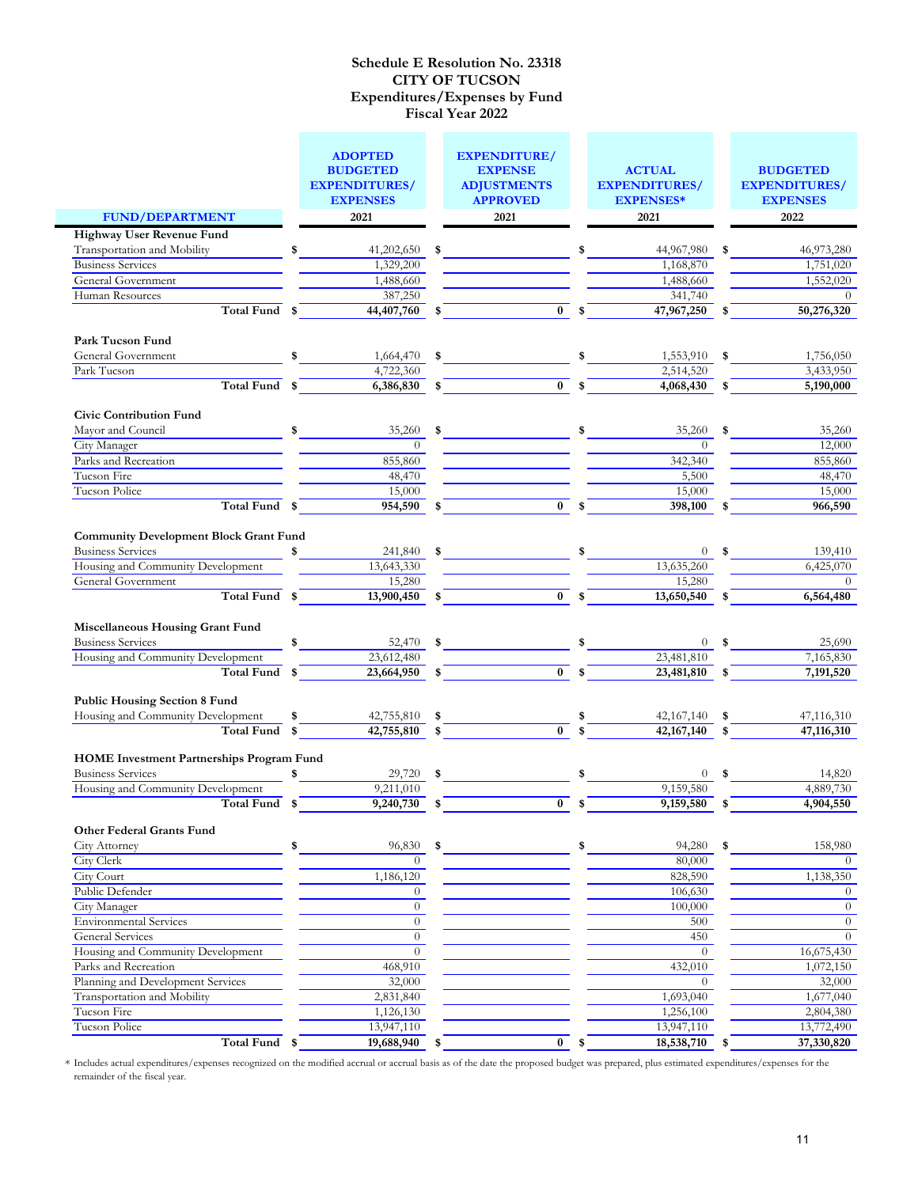# Schedule E Resolution No. 23318
## CITY OF TUCSON
## Expenditures/Expenses by Fund
## Fiscal Year 2022

| FUND/DEPARTMENT | ADOPTED BUDGETED EXPENDITURES/ EXPENSES 2021 | EXPENDITURE/ EXPENSE ADJUSTMENTS APPROVED 2021 | ACTUAL EXPENDITURES/ EXPENSES* 2021 | BUDGETED EXPENDITURES/ EXPENSES 2022 |
|---|---|---|---|---|
| **Highway User Revenue Fund** | | | | |
| Transportation and Mobility | $ 41,202,650 | $ | $ 44,967,980 | $ 46,973,280 |
| Business Services | 1,329,200 | | 1,168,870 | 1,751,020 |
| General Government | 1,488,660 | | 1,488,660 | 1,552,020 |
| Human Resources | 387,250 | | 341,740 | 0 |
| **Total Fund** | **$ 44,407,760** | **$ 0** | **$ 47,967,250** | **$ 50,276,320** |
| **Park Tucson Fund** | | | | |
| General Government | $ 1,664,470 | $ | $ 1,553,910 | $ 1,756,050 |
| Park Tucson | 4,722,360 | | 2,514,520 | 3,433,950 |
| **Total Fund** | **$ 6,386,830** | **$ 0** | **$ 4,068,430** | **$ 5,190,000** |
| **Civic Contribution Fund** | | | | |
| Mayor and Council | $ 35,260 | $ | $ 35,260 | $ 35,260 |
| City Manager | 0 | | 0 | 12,000 |
| Parks and Recreation | 855,860 | | 342,340 | 855,860 |
| Tucson Fire | 48,470 | | 5,500 | 48,470 |
| Tucson Police | 15,000 | | 15,000 | 15,000 |
| **Total Fund** | **$ 954,590** | **$ 0** | **$ 398,100** | **$ 966,590** |
| **Community Development Block Grant Fund** | | | | |
| Business Services | $ 241,840 | $ | $ 0 | $ 139,410 |
| Housing and Community Development | 13,643,330 | | 13,635,260 | 6,425,070 |
| General Government | 15,280 | | 15,280 | 0 |
| **Total Fund** | **$ 13,900,450** | **$ 0** | **$ 13,650,540** | **$ 6,564,480** |
| **Miscellaneous Housing Grant Fund** | | | | |
| Business Services | $ 52,470 | $ | $ 0 | $ 25,690 |
| Housing and Community Development | 23,612,480 | | 23,481,810 | 7,165,830 |
| **Total Fund** | **$ 23,664,950** | **$ 0** | **$ 23,481,810** | **$ 7,191,520** |
| **Public Housing Section 8 Fund** | | | | |
| Housing and Community Development | $ 42,755,810 | $ | $ 42,167,140 | $ 47,116,310 |
| **Total Fund** | **$ 42,755,810** | **$ 0** | **$ 42,167,140** | **$ 47,116,310** |
| **HOME Investment Partnerships Program Fund** | | | | |
| Business Services | $ 29,720 | $ | $ 0 | $ 14,820 |
| Housing and Community Development | 9,211,010 | | 9,159,580 | 4,889,730 |
| **Total Fund** | **$ 9,240,730** | **$ 0** | **$ 9,159,580** | **$ 4,904,550** |
| **Other Federal Grants Fund** | | | | |
| City Attorney | $ 96,830 | $ | $ 94,280 | $ 158,980 |
| City Clerk | 0 | | 80,000 | 0 |
| City Court | 1,186,120 | | 828,590 | 1,138,350 |
| Public Defender | 0 | | 106,630 | 0 |
| City Manager | 0 | | 100,000 | 0 |
| Environmental Services | 0 | | 500 | 0 |
| General Services | 0 | | 450 | 0 |
| Housing and Community Development | 0 | | 0 | 16,675,430 |
| Parks and Recreation | 468,910 | | 432,010 | 1,072,150 |
| Planning and Development Services | 32,000 | | 0 | 32,000 |
| Transportation and Mobility | 2,831,840 | | 1,693,040 | 1,677,040 |
| Tucson Fire | 1,126,130 | | 1,256,100 | 2,804,380 |
| Tucson Police | 13,947,110 | | 13,947,110 | 13,772,490 |
| **Total Fund** | **$ 19,688,940** | **$ 0** | **$ 18,538,710** | **$ 37,330,820** |

\* Includes actual expenditures/expenses recognized on the modified accrual or accrual basis as of the date the proposed budget was prepared, plus estimated expenditures/expenses for the remainder of the fiscal year.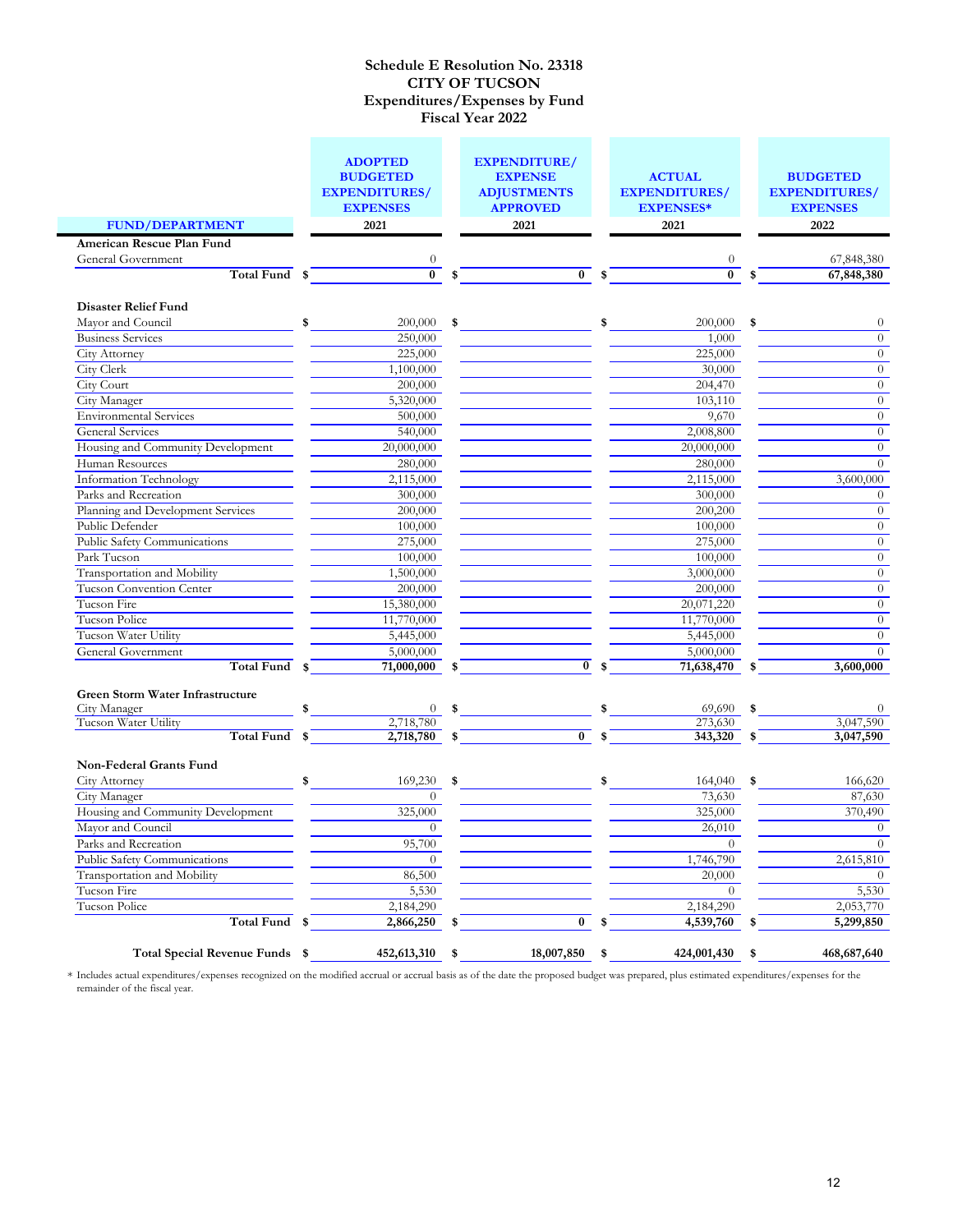# Schedule E Resolution No. 23318
# CITY OF TUCSON
## Expenditures/Expenses by Fund
## Fiscal Year 2022

| FUND/DEPARTMENT | ADOPTED BUDGETED EXPENDITURES/ EXPENSES 2021 | EXPENDITURE/ EXPENSE ADJUSTMENTS APPROVED 2021 | ACTUAL EXPENDITURES/ EXPENSES* 2021 | BUDGETED EXPENDITURES/ EXPENSES 2022 |
|---|---|---|---|---|
| **American Rescue Plan Fund** | | | | |
| General Government | 0 | | 0 | 67,848,380 |
| **Total Fund** | **$ 0** | **$ 0** | **$ 0** | **$ 67,848,380** |
| | | | | |
| **Disaster Relief Fund** | | | | |
| Mayor and Council | $ 200,000 | $ | $ 200,000 | $ 0 |
| Business Services | 250,000 | | 1,000 | 0 |
| City Attorney | 225,000 | | 225,000 | 0 |
| City Clerk | 1,100,000 | | 30,000 | 0 |
| City Court | 200,000 | | 204,470 | 0 |
| City Manager | 5,320,000 | | 103,110 | 0 |
| Environmental Services | 500,000 | | 9,670 | 0 |
| General Services | 540,000 | | 2,008,800 | 0 |
| Housing and Community Development | 20,000,000 | | 20,000,000 | 0 |
| Human Resources | 280,000 | | 280,000 | 0 |
| Information Technology | 2,115,000 | | 2,115,000 | 3,600,000 |
| Parks and Recreation | 300,000 | | 300,000 | 0 |
| Planning and Development Services | 200,000 | | 200,200 | 0 |
| Public Defender | 100,000 | | 100,000 | 0 |
| Public Safety Communications | 275,000 | | 275,000 | 0 |
| Park Tucson | 100,000 | | 100,000 | 0 |
| Transportation and Mobility | 1,500,000 | | 3,000,000 | 0 |
| Tucson Convention Center | 200,000 | | 200,000 | 0 |
| Tucson Fire | 15,380,000 | | 20,071,220 | 0 |
| Tucson Police | 11,770,000 | | 11,770,000 | 0 |
| Tucson Water Utility | 5,445,000 | | 5,445,000 | 0 |
| General Government | 5,000,000 | | 5,000,000 | 0 |
| **Total Fund** | **$ 71,000,000** | **$ 0** | **$ 71,638,470** | **$ 3,600,000** |
| | | | | |
| **Green Storm Water Infrastructure** | | | | |
| City Manager | $ 0 | $ | $ 69,690 | $ 0 |
| Tucson Water Utility | 2,718,780 | | 273,630 | 3,047,590 |
| **Total Fund** | **$ 2,718,780** | **$ 0** | **$ 343,320** | **$ 3,047,590** |
| | | | | |
| **Non-Federal Grants Fund** | | | | |
| City Attorney | $ 169,230 | $ | $ 164,040 | $ 166,620 |
| City Manager | 0 | | 73,630 | 87,630 |
| Housing and Community Development | 325,000 | | 325,000 | 370,490 |
| Mayor and Council | 0 | | 26,010 | 0 |
| Parks and Recreation | 95,700 | | 0 | 0 |
| Public Safety Communications | 0 | | 1,746,790 | 2,615,810 |
| Transportation and Mobility | 86,500 | | 20,000 | 0 |
| Tucson Fire | 5,530 | | 0 | 5,530 |
| Tucson Police | 2,184,290 | | 2,184,290 | 2,053,770 |
| **Total Fund** | **$ 2,866,250** | **$ 0** | **$ 4,539,760** | **$ 5,299,850** |
| | | | | |
| **Total Special Revenue Funds** | **$ 452,613,310** | **$ 18,007,850** | **$ 424,001,430** | **$ 468,687,640** |

\* Includes actual expenditures/expenses recognized on the modified accrual or accrual basis as of the date the proposed budget was prepared, plus estimated expenditures/expenses for the remainder of the fiscal year.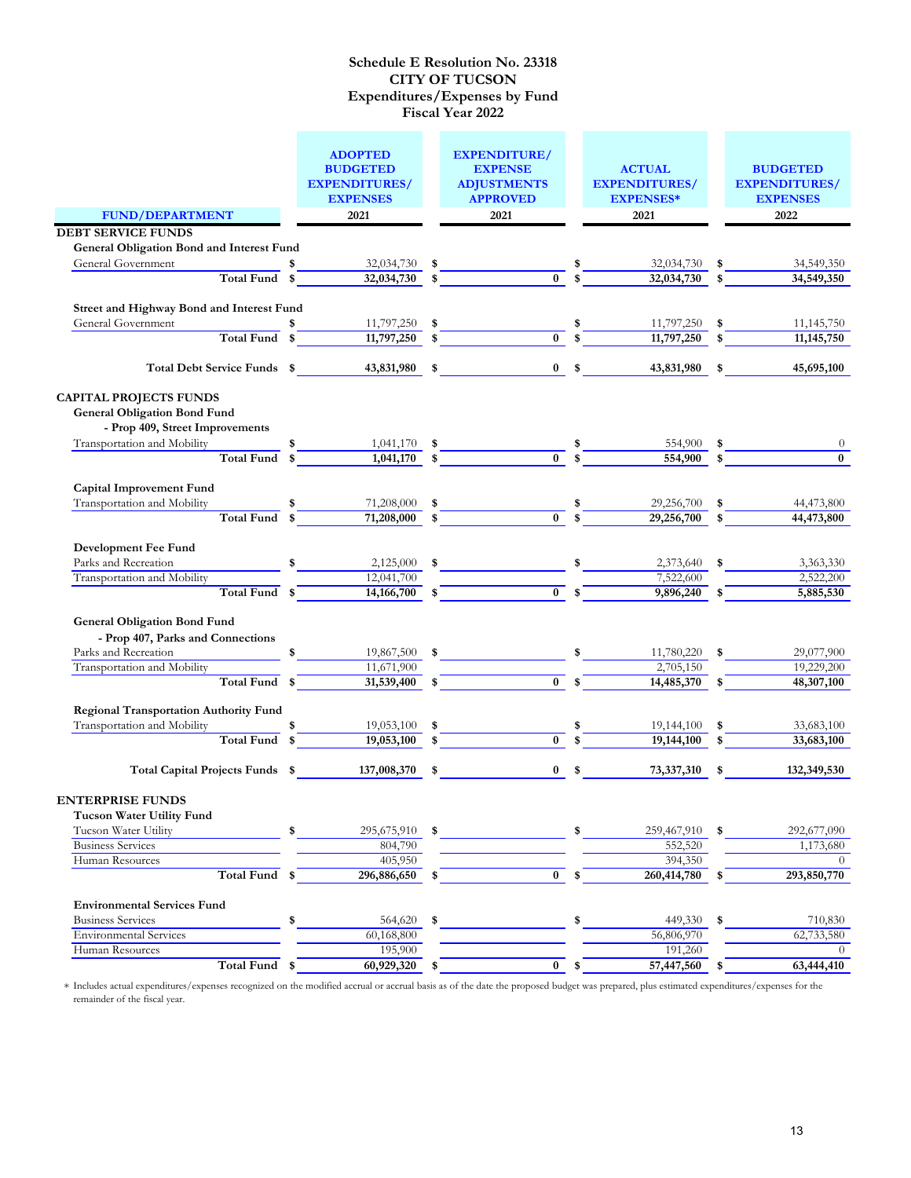# Schedule E Resolution No. 23318
# CITY OF TUCSON
## Expenditures/Expenses by Fund
## Fiscal Year 2022

| FUND/DEPARTMENT | ADOPTED BUDGETED EXPENDITURES/ EXPENSES 2021 | EXPENDITURE/ EXPENSE ADJUSTMENTS APPROVED 2021 | ACTUAL EXPENDITURES/ EXPENSES* 2021 | BUDGETED EXPENDITURES/ EXPENSES 2022 |
|---|---|---|---|---|
| **DEBT SERVICE FUNDS** | | | | |
| **General Obligation Bond and Interest Fund** | | | | |
| General Government | $ 32,034,730 | $ | $ 32,034,730 | $ 34,549,350 |
| **Total Fund** | **$ 32,034,730** | **$ 0** | **$ 32,034,730** | **$ 34,549,350** |
| **Street and Highway Bond and Interest Fund** | | | | |
| General Government | $ 11,797,250 | $ | $ 11,797,250 | $ 11,145,750 |
| **Total Fund** | **$ 11,797,250** | **$ 0** | **$ 11,797,250** | **$ 11,145,750** |
| **Total Debt Service Funds** | **$ 43,831,980** | **$ 0** | **$ 43,831,980** | **$ 45,695,100** |
| **CAPITAL PROJECTS FUNDS** | | | | |
| **General Obligation Bond Fund - Prop 409, Street Improvements** | | | | |
| Transportation and Mobility | $ 1,041,170 | $ | $ 554,900 | $ 0 |
| **Total Fund** | **$ 1,041,170** | **$ 0** | **$ 554,900** | **$ 0** |
| **Capital Improvement Fund** | | | | |
| Transportation and Mobility | $ 71,208,000 | $ | $ 29,256,700 | $ 44,473,800 |
| **Total Fund** | **$ 71,208,000** | **$ 0** | **$ 29,256,700** | **$ 44,473,800** |
| **Development Fee Fund** | | | | |
| Parks and Recreation | $ 2,125,000 | $ | $ 2,373,640 | $ 3,363,330 |
| Transportation and Mobility | 12,041,700 | | 7,522,600 | 2,522,200 |
| **Total Fund** | **$ 14,166,700** | **$ 0** | **$ 9,896,240** | **$ 5,885,530** |
| **General Obligation Bond Fund - Prop 407, Parks and Connections** | | | | |
| Parks and Recreation | $ 19,867,500 | $ | $ 11,780,220 | $ 29,077,900 |
| Transportation and Mobility | 11,671,900 | | 2,705,150 | 19,229,200 |
| **Total Fund** | **$ 31,539,400** | **$ 0** | **$ 14,485,370** | **$ 48,307,100** |
| **Regional Transportation Authority Fund** | | | | |
| Transportation and Mobility | $ 19,053,100 | $ | $ 19,144,100 | $ 33,683,100 |
| **Total Fund** | **$ 19,053,100** | **$ 0** | **$ 19,144,100** | **$ 33,683,100** |
| **Total Capital Projects Funds** | **$ 137,008,370** | **$ 0** | **$ 73,337,310** | **$ 132,349,530** |
| **ENTERPRISE FUNDS** | | | | |
| **Tucson Water Utility Fund** | | | | |
| Tucson Water Utility | $ 295,675,910 | $ | $ 259,467,910 | $ 292,677,090 |
| Business Services | 804,790 | | 552,520 | 1,173,680 |
| Human Resources | 405,950 | | 394,350 | 0 |
| **Total Fund** | **$ 296,886,650** | **$ 0** | **$ 260,414,780** | **$ 293,850,770** |
| **Environmental Services Fund** | | | | |
| Business Services | $ 564,620 | $ | $ 449,330 | $ 710,830 |
| Environmental Services | 60,168,800 | | 56,806,970 | 62,733,580 |
| Human Resources | 195,900 | | 191,260 | 0 |
| **Total Fund** | **$ 60,929,320** | **$ 0** | **$ 57,447,560** | **$ 63,444,410** |

\* Includes actual expenditures/expenses recognized on the modified accrual or accrual basis as of the date the proposed budget was prepared, plus estimated expenditures/expenses for the remainder of the fiscal year.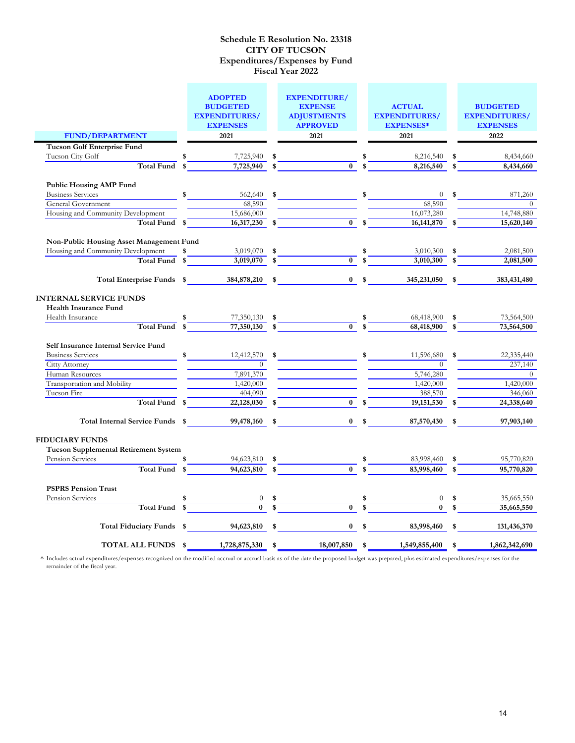**Schedule E Resolution No. 23318**
**CITY OF TUCSON**
**Expenditures/Expenses by Fund**
**Fiscal Year 2022**

| FUND/DEPARTMENT | ADOPTED BUDGETED EXPENDITURES/ EXPENSES 2021 | EXPENDITURE/ EXPENSE ADJUSTMENTS APPROVED 2021 | ACTUAL EXPENDITURES/ EXPENSES* 2021 | BUDGETED EXPENDITURES/ EXPENSES 2022 |
|---|---|---|---|---|
| **Tucson Golf Enterprise Fund** | | | | |
| Tucson City Golf | $ 7,725,940 | $ | $ 8,216,540 | $ 8,434,660 |
| **Total Fund** | **$ 7,725,940** | **$ 0** | **$ 8,216,540** | **$ 8,434,660** |
| **Public Housing AMP Fund** | | | | |
| Business Services | $ 562,640 | $ | $ 0 | $ 871,260 |
| General Government | 68,590 | | 68,590 | 0 |
| Housing and Community Development | 15,686,000 | | 16,073,280 | 14,748,880 |
| **Total Fund** | **$ 16,317,230** | **$ 0** | **$ 16,141,870** | **$ 15,620,140** |
| **Non-Public Housing Asset Management Fund** | | | | |
| Housing and Community Development | $ 3,019,070 | $ | $ 3,010,300 | $ 2,081,500 |
| **Total Fund** | **$ 3,019,070** | **$ 0** | **$ 3,010,300** | **$ 2,081,500** |
| **Total Enterprise Funds** | **$ 384,878,210** | **$ 0** | **$ 345,231,050** | **$ 383,431,480** |
| **INTERNAL SERVICE FUNDS** | | | | |
| **Health Insurance Fund** | | | | |
| Health Insurance | $ 77,350,130 | $ | $ 68,418,900 | $ 73,564,500 |
| **Total Fund** | **$ 77,350,130** | **$ 0** | **$ 68,418,900** | **$ 73,564,500** |
| **Self Insurance Internal Service Fund** | | | | |
| Business Services | $ 12,412,570 | $ | $ 11,596,680 | $ 22,335,440 |
| Citty Attorney | 0 | | 0 | 237,140 |
| Human Resources | 7,891,370 | | 5,746,280 | 0 |
| Transportation and Mobility | 1,420,000 | | 1,420,000 | 1,420,000 |
| Tucson Fire | 404,090 | | 388,570 | 346,060 |
| **Total Fund** | **$ 22,128,030** | **$ 0** | **$ 19,151,530** | **$ 24,338,640** |
| **Total Internal Service Funds** | **$ 99,478,160** | **$ 0** | **$ 87,570,430** | **$ 97,903,140** |
| **FIDUCIARY FUNDS** | | | | |
| **Tucson Supplemental Retirement System** | | | | |
| Pension Services | $ 94,623,810 | $ | $ 83,998,460 | $ 95,770,820 |
| **Total Fund** | **$ 94,623,810** | **$ 0** | **$ 83,998,460** | **$ 95,770,820** |
| **PSPRS Pension Trust** | | | | |
| Pension Services | $ 0 | $ | $ 0 | $ 35,665,550 |
| **Total Fund** | **$ 0** | **$ 0** | **$ 0** | **$ 35,665,550** |
| **Total Fiduciary Funds** | **$ 94,623,810** | **$ 0** | **$ 83,998,460** | **$ 131,436,370** |
| **TOTAL ALL FUNDS** | **$ 1,728,875,330** | **$ 18,007,850** | **$ 1,549,855,400** | **$ 1,862,342,690** |

\* Includes actual expenditures/expenses recognized on the modified accrual or accrual basis as of the date the proposed budget was prepared, plus estimated expenditures/expenses for the remainder of the fiscal year.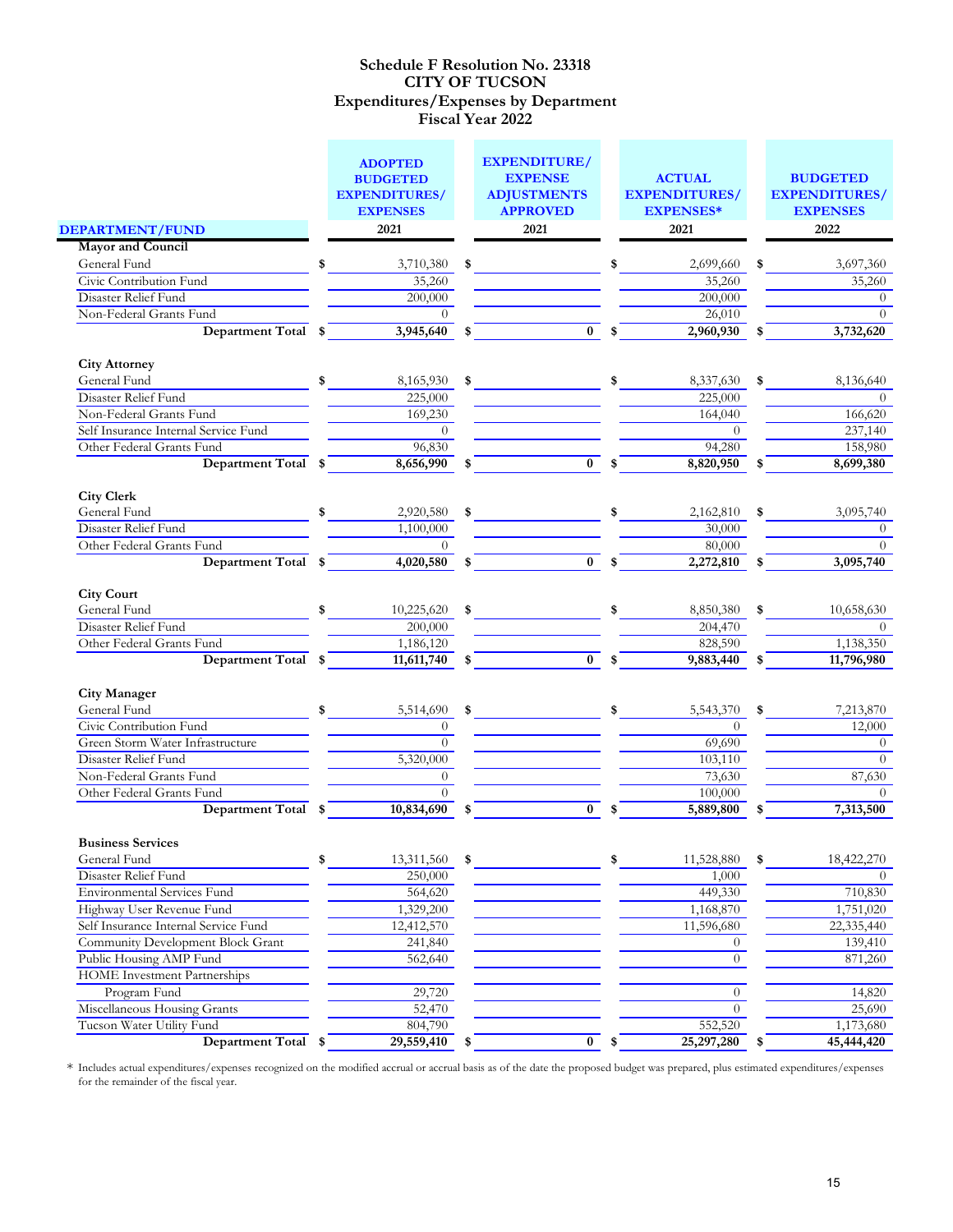# Schedule F Resolution No. 23318
## CITY OF TUCSON
## Expenditures/Expenses by Department
## Fiscal Year 2022

| DEPARTMENT/FUND | ADOPTED BUDGETED EXPENDITURES/ EXPENSES 2021 | EXPENDITURE/ EXPENSE ADJUSTMENTS APPROVED 2021 | ACTUAL EXPENDITURES/ EXPENSES* 2021 | BUDGETED EXPENDITURES/ EXPENSES 2022 |
|---|---|---|---|---|
| **Mayor and Council** | | | | |
| General Fund | $ 3,710,380 | $ | $ 2,699,660 | $ 3,697,360 |
| Civic Contribution Fund | 35,260 | | 35,260 | 35,260 |
| Disaster Relief Fund | 200,000 | | 200,000 | 0 |
| Non-Federal Grants Fund | 0 | | 26,010 | 0 |
| **Department Total** | **$ 3,945,640** | **$ 0** | **$ 2,960,930** | **$ 3,732,620** |
| **City Attorney** | | | | |
| General Fund | $ 8,165,930 | $ | $ 8,337,630 | $ 8,136,640 |
| Disaster Relief Fund | 225,000 | | 225,000 | 0 |
| Non-Federal Grants Fund | 169,230 | | 164,040 | 166,620 |
| Self Insurance Internal Service Fund | 0 | | 0 | 237,140 |
| Other Federal Grants Fund | 96,830 | | 94,280 | 158,980 |
| **Department Total** | **$ 8,656,990** | **$ 0** | **$ 8,820,950** | **$ 8,699,380** |
| **City Clerk** | | | | |
| General Fund | $ 2,920,580 | $ | $ 2,162,810 | $ 3,095,740 |
| Disaster Relief Fund | 1,100,000 | | 30,000 | 0 |
| Other Federal Grants Fund | 0 | | 80,000 | 0 |
| **Department Total** | **$ 4,020,580** | **$ 0** | **$ 2,272,810** | **$ 3,095,740** |
| **City Court** | | | | |
| General Fund | $ 10,225,620 | $ | $ 8,850,380 | $ 10,658,630 |
| Disaster Relief Fund | 200,000 | | 204,470 | 0 |
| Other Federal Grants Fund | 1,186,120 | | 828,590 | 1,138,350 |
| **Department Total** | **$ 11,611,740** | **$ 0** | **$ 9,883,440** | **$ 11,796,980** |
| **City Manager** | | | | |
| General Fund | $ 5,514,690 | $ | $ 5,543,370 | $ 7,213,870 |
| Civic Contribution Fund | 0 | | 0 | 12,000 |
| Green Storm Water Infrastructure | 0 | | 69,690 | 0 |
| Disaster Relief Fund | 5,320,000 | | 103,110 | 0 |
| Non-Federal Grants Fund | 0 | | 73,630 | 87,630 |
| Other Federal Grants Fund | 0 | | 100,000 | 0 |
| **Department Total** | **$ 10,834,690** | **$ 0** | **$ 5,889,800** | **$ 7,313,500** |
| **Business Services** | | | | |
| General Fund | $ 13,311,560 | $ | $ 11,528,880 | $ 18,422,270 |
| Disaster Relief Fund | 250,000 | | 1,000 | 0 |
| Environmental Services Fund | 564,620 | | 449,330 | 710,830 |
| Highway User Revenue Fund | 1,329,200 | | 1,168,870 | 1,751,020 |
| Self Insurance Internal Service Fund | 12,412,570 | | 11,596,680 | 22,335,440 |
| Community Development Block Grant | 241,840 | | 0 | 139,410 |
| Public Housing AMP Fund | 562,640 | | 0 | 871,260 |
| HOME Investment Partnerships Program Fund | 29,720 | | 0 | 14,820 |
| Miscellaneous Housing Grants | 52,470 | | 0 | 25,690 |
| Tucson Water Utility Fund | 804,790 | | 552,520 | 1,173,680 |
| **Department Total** | **$ 29,559,410** | **$ 0** | **$ 25,297,280** | **$ 45,444,420** |

\* Includes actual expenditures/expenses recognized on the modified accrual or accrual basis as of the date the proposed budget was prepared, plus estimated expenditures/expenses for the remainder of the fiscal year.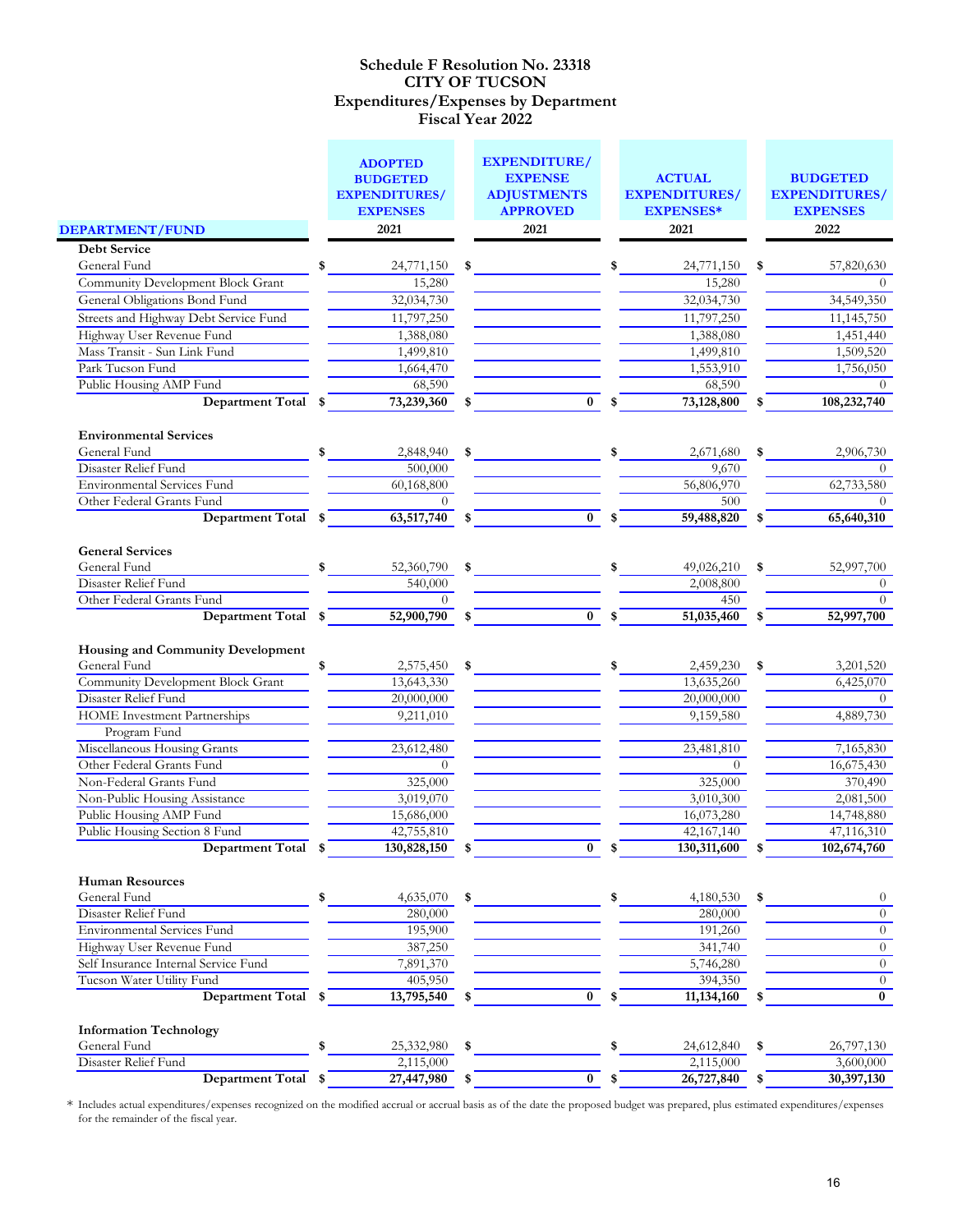# Schedule F Resolution No. 23318
# CITY OF TUCSON
## Expenditures/Expenses by Department
## Fiscal Year 2022

| DEPARTMENT/FUND | ADOPTED BUDGETED EXPENDITURES/ EXPENSES 2021 | EXPENDITURE/ EXPENSE ADJUSTMENTS APPROVED 2021 | ACTUAL EXPENDITURES/ EXPENSES* 2021 | BUDGETED EXPENDITURES/ EXPENSES 2022 |
|---|---|---|---|---|
| **Debt Service** | | | | |
| General Fund | $ 24,771,150 | $ | $ 24,771,150 | $ 57,820,630 |
| Community Development Block Grant | 15,280 | | 15,280 | 0 |
| General Obligations Bond Fund | 32,034,730 | | 32,034,730 | 34,549,350 |
| Streets and Highway Debt Service Fund | 11,797,250 | | 11,797,250 | 11,145,750 |
| Highway User Revenue Fund | 1,388,080 | | 1,388,080 | 1,451,440 |
| Mass Transit - Sun Link Fund | 1,499,810 | | 1,499,810 | 1,509,520 |
| Park Tucson Fund | 1,664,470 | | 1,553,910 | 1,756,050 |
| Public Housing AMP Fund | 68,590 | | 68,590 | 0 |
| **Department Total** | **$ 73,239,360** | **$ 0** | **$ 73,128,800** | **$ 108,232,740** |
| **Environmental Services** | | | | |
| General Fund | $ 2,848,940 | $ | $ 2,671,680 | $ 2,906,730 |
| Disaster Relief Fund | 500,000 | | 9,670 | 0 |
| Environmental Services Fund | 60,168,800 | | 56,806,970 | 62,733,580 |
| Other Federal Grants Fund | 0 | | 500 | 0 |
| **Department Total** | **$ 63,517,740** | **$ 0** | **$ 59,488,820** | **$ 65,640,310** |
| **General Services** | | | | |
| General Fund | $ 52,360,790 | $ | $ 49,026,210 | $ 52,997,700 |
| Disaster Relief Fund | 540,000 | | 2,008,800 | 0 |
| Other Federal Grants Fund | 0 | | 450 | 0 |
| **Department Total** | **$ 52,900,790** | **$ 0** | **$ 51,035,460** | **$ 52,997,700** |
| **Housing and Community Development** | | | | |
| General Fund | $ 2,575,450 | $ | $ 2,459,230 | $ 3,201,520 |
| Community Development Block Grant | 13,643,330 | | 13,635,260 | 6,425,070 |
| Disaster Relief Fund | 20,000,000 | | 20,000,000 | 0 |
| HOME Investment Partnerships Program Fund | 9,211,010 | | 9,159,580 | 4,889,730 |
| Miscellaneous Housing Grants | 23,612,480 | | 23,481,810 | 7,165,830 |
| Other Federal Grants Fund | 0 | | 0 | 16,675,430 |
| Non-Federal Grants Fund | 325,000 | | 325,000 | 370,490 |
| Non-Public Housing Assistance | 3,019,070 | | 3,010,300 | 2,081,500 |
| Public Housing AMP Fund | 15,686,000 | | 16,073,280 | 14,748,880 |
| Public Housing Section 8 Fund | 42,755,810 | | 42,167,140 | 47,116,310 |
| **Department Total** | **$ 130,828,150** | **$ 0** | **$ 130,311,600** | **$ 102,674,760** |
| **Human Resources** | | | | |
| General Fund | $ 4,635,070 | $ | $ 4,180,530 | $ 0 |
| Disaster Relief Fund | 280,000 | | 280,000 | 0 |
| Environmental Services Fund | 195,900 | | 191,260 | 0 |
| Highway User Revenue Fund | 387,250 | | 341,740 | 0 |
| Self Insurance Internal Service Fund | 7,891,370 | | 5,746,280 | 0 |
| Tucson Water Utility Fund | 405,950 | | 394,350 | 0 |
| **Department Total** | **$ 13,795,540** | **$ 0** | **$ 11,134,160** | **$ 0** |
| **Information Technology** | | | | |
| General Fund | $ 25,332,980 | $ | $ 24,612,840 | $ 26,797,130 |
| Disaster Relief Fund | 2,115,000 | | 2,115,000 | 3,600,000 |
| **Department Total** | **$ 27,447,980** | **$ 0** | **$ 26,727,840** | **$ 30,397,130** |

\* Includes actual expenditures/expenses recognized on the modified accrual or accrual basis as of the date the proposed budget was prepared, plus estimated expenditures/expenses for the remainder of the fiscal year.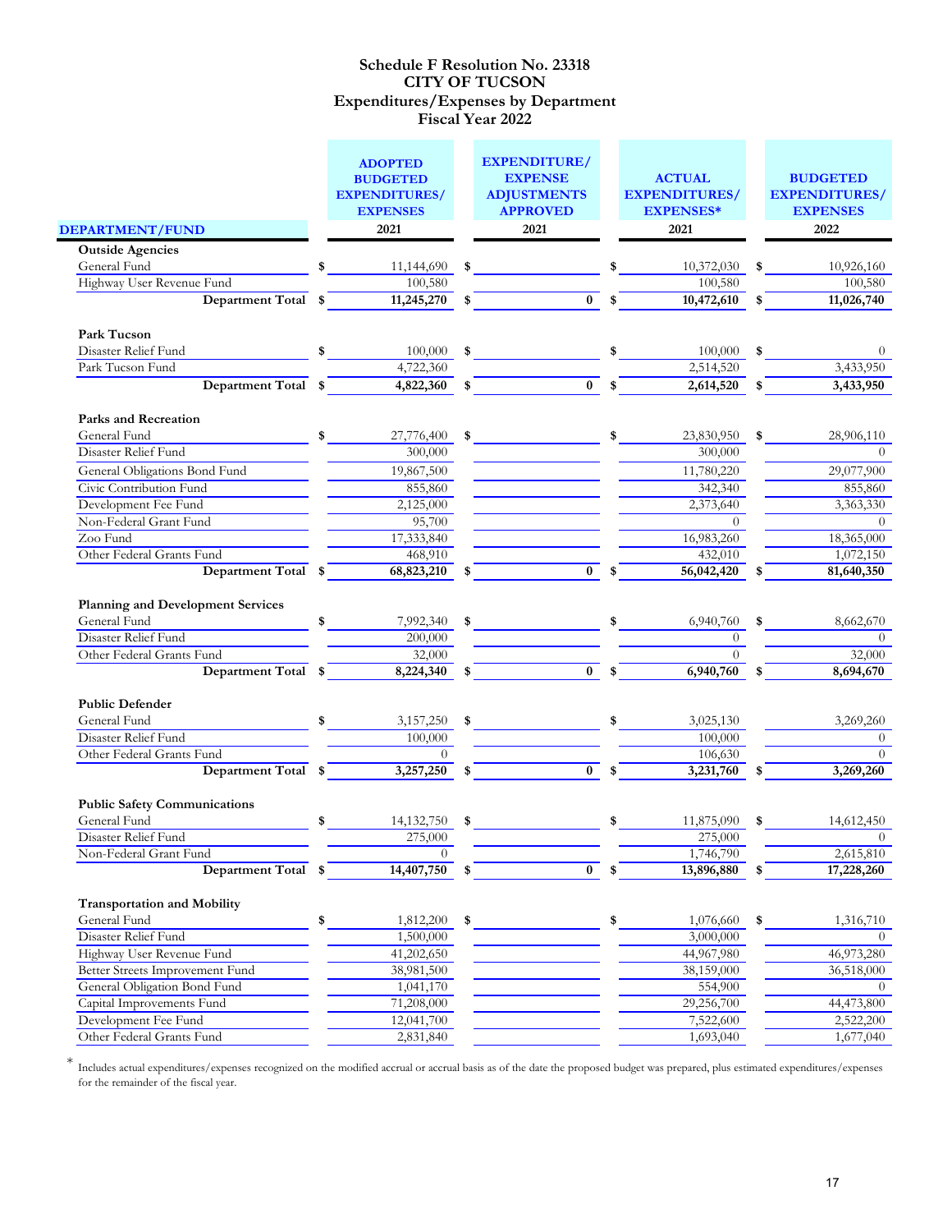# Schedule F Resolution No. 23318
# CITY OF TUCSON
## Expenditures/Expenses by Department
## Fiscal Year 2022

| DEPARTMENT/FUND | ADOPTED BUDGETED EXPENDITURES/ EXPENSES 2021 | EXPENDITURE/ EXPENSE ADJUSTMENTS APPROVED 2021 | ACTUAL EXPENDITURES/ EXPENSES* 2021 | BUDGETED EXPENDITURES/ EXPENSES 2022 |
|---|---|---|---|---|
| **Outside Agencies** | | | | |
| General Fund | $ 11,144,690 | $ | $ 10,372,030 | $ 10,926,160 |
| Highway User Revenue Fund | 100,580 | | 100,580 | 100,580 |
| **Department Total** | **$ 11,245,270** | **$ 0** | **$ 10,472,610** | **$ 11,026,740** |
| **Park Tucson** | | | | |
| Disaster Relief Fund | $ 100,000 | $ | $ 100,000 | $ 0 |
| Park Tucson Fund | 4,722,360 | | 2,514,520 | 3,433,950 |
| **Department Total** | **$ 4,822,360** | **$ 0** | **$ 2,614,520** | **$ 3,433,950** |
| **Parks and Recreation** | | | | |
| General Fund | $ 27,776,400 | $ | $ 23,830,950 | $ 28,906,110 |
| Disaster Relief Fund | 300,000 | | 300,000 | 0 |
| General Obligations Bond Fund | 19,867,500 | | 11,780,220 | 29,077,900 |
| Civic Contribution Fund | 855,860 | | 342,340 | 855,860 |
| Development Fee Fund | 2,125,000 | | 2,373,640 | 3,363,330 |
| Non-Federal Grant Fund | 95,700 | | 0 | 0 |
| Zoo Fund | 17,333,840 | | 16,983,260 | 18,365,000 |
| Other Federal Grants Fund | 468,910 | | 432,010 | 1,072,150 |
| **Department Total** | **$ 68,823,210** | **$ 0** | **$ 56,042,420** | **$ 81,640,350** |
| **Planning and Development Services** | | | | |
| General Fund | $ 7,992,340 | $ | $ 6,940,760 | $ 8,662,670 |
| Disaster Relief Fund | 200,000 | | 0 | 0 |
| Other Federal Grants Fund | 32,000 | | 0 | 32,000 |
| **Department Total** | **$ 8,224,340** | **$ 0** | **$ 6,940,760** | **$ 8,694,670** |
| **Public Defender** | | | | |
| General Fund | $ 3,157,250 | $ | $ 3,025,130 | 3,269,260 |
| Disaster Relief Fund | 100,000 | | 100,000 | 0 |
| Other Federal Grants Fund | 0 | | 106,630 | 0 |
| **Department Total** | **$ 3,257,250** | **$ 0** | **$ 3,231,760** | **$ 3,269,260** |
| **Public Safety Communications** | | | | |
| General Fund | $ 14,132,750 | $ | $ 11,875,090 | $ 14,612,450 |
| Disaster Relief Fund | 275,000 | | 275,000 | 0 |
| Non-Federal Grant Fund | 0 | | 1,746,790 | 2,615,810 |
| **Department Total** | **$ 14,407,750** | **$ 0** | **$ 13,896,880** | **$ 17,228,260** |
| **Transportation and Mobility** | | | | |
| General Fund | $ 1,812,200 | $ | $ 1,076,660 | $ 1,316,710 |
| Disaster Relief Fund | 1,500,000 | | 3,000,000 | 0 |
| Highway User Revenue Fund | 41,202,650 | | 44,967,980 | 46,973,280 |
| Better Streets Improvement Fund | 38,981,500 | | 38,159,000 | 36,518,000 |
| General Obligation Bond Fund | 1,041,170 | | 554,900 | 0 |
| Capital Improvements Fund | 71,208,000 | | 29,256,700 | 44,473,800 |
| Development Fee Fund | 12,041,700 | | 7,522,600 | 2,522,200 |
| Other Federal Grants Fund | 2,831,840 | | 1,693,040 | 1,677,040 |

\* Includes actual expenditures/expenses recognized on the modified accrual or accrual basis as of the date the proposed budget was prepared, plus estimated expenditures/expenses for the remainder of the fiscal year.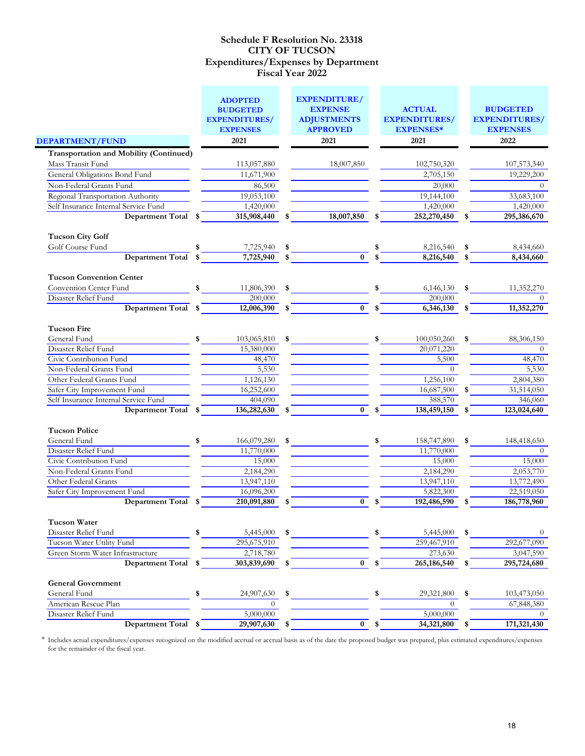# Schedule F Resolution No. 23318
# CITY OF TUCSON
## Expenditures/Expenses by Department
## Fiscal Year 2022

| DEPARTMENT/FUND | ADOPTED BUDGETED EXPENDITURES/ EXPENSES 2021 | EXPENDITURE/ EXPENSE ADJUSTMENTS APPROVED 2021 | ACTUAL EXPENDITURES/ EXPENSES* 2021 | BUDGETED EXPENDITURES/ EXPENSES 2022 |
|---|---|---|---|---|
| **Transportation and Mobility (Continued)** | | | | |
| Mass Transit Fund | 113,057,880 | 18,007,850 | 102,750,320 | 107,573,340 |
| General Obligations Bond Fund | 11,671,900 | | 2,705,150 | 19,229,200 |
| Non-Federal Grants Fund | 86,500 | | 20,000 | 0 |
| Regional Transportation Authority | 19,053,100 | | 19,144,100 | 33,683,100 |
| Self Insurance Internal Service Fund | 1,420,000 | | 1,420,000 | 1,420,000 |
| **Department Total** | **$ 315,908,440** | **$ 18,007,850** | **$ 252,270,450** | **$ 295,386,670** |
| **Tucson City Golf** | | | | |
| Golf Course Fund | $ 7,725,940 | $ | $ 8,216,540 | $ 8,434,660 |
| **Department Total** | **$ 7,725,940** | **$ 0** | **$ 8,216,540** | **$ 8,434,660** |
| **Tucson Convention Center** | | | | |
| Convention Center Fund | $ 11,806,390 | $ | $ 6,146,130 | $ 11,352,270 |
| Disaster Relief Fund | 200,000 | | 200,000 | 0 |
| **Department Total** | **$ 12,006,390** | **$ 0** | **$ 6,346,130** | **$ 11,352,270** |
| **Tucson Fire** | | | | |
| General Fund | $ 103,065,810 | $ | $ 100,050,260 | $ 88,306,150 |
| Disaster Relief Fund | 15,380,000 | | 20,071,220 | 0 |
| Civic Contribution Fund | 48,470 | | 5,500 | 48,470 |
| Non-Federal Grants Fund | 5,530 | | 0 | 5,530 |
| Other Federal Grants Fund | 1,126,130 | | 1,256,100 | 2,804,380 |
| Safer City Improvement Fund | 16,252,600 | | 16,687,500 | $ 31,514,050 |
| Self Insurance Internal Service Fund | 404,090 | | 388,570 | 346,060 |
| **Department Total** | **$ 136,282,630** | **$ 0** | **$ 138,459,150** | **$ 123,024,640** |
| **Tucson Police** | | | | |
| General Fund | $ 166,079,280 | $ | $ 158,747,890 | $ 148,418,650 |
| Disaster Relief Fund | 11,770,000 | | 11,770,000 | 0 |
| Civic Contribution Fund | 15,000 | | 15,000 | 15,000 |
| Non-Federal Grants Fund | 2,184,290 | | 2,184,290 | 2,053,770 |
| Other Federal Grants | 13,947,110 | | 13,947,110 | 13,772,490 |
| Safer City Improvement Fund | 16,096,200 | | 5,822,300 | 22,519,050 |
| **Department Total** | **$ 210,091,880** | **$ 0** | **$ 192,486,590** | **$ 186,778,960** |
| **Tucson Water** | | | | |
| Disaster Relief Fund | $ 5,445,000 | $ | $ 5,445,000 | $ 0 |
| Tucson Water Utility Fund | 295,675,910 | | 259,467,910 | 292,677,090 |
| Green Storm Water Infrastructure | 2,718,780 | | 273,630 | 3,047,590 |
| **Department Total** | **$ 303,839,690** | **$ 0** | **$ 265,186,540** | **$ 295,724,680** |
| **General Government** | | | | |
| General Fund | $ 24,907,630 | $ | $ 29,321,800 | $ 103,473,050 |
| American Rescue Plan | 0 | | 0 | 67,848,380 |
| Disaster Relief Fund | 5,000,000 | | 5,000,000 | 0 |
| **Department Total** | **$ 29,907,630** | **$ 0** | **$ 34,321,800** | **$ 171,321,430** |

\* Includes actual expenditures/expenses recognized on the modified accrual or accrual basis as of the date the proposed budget was prepared, plus estimated expenditures/expenses for the remainder of the fiscal year.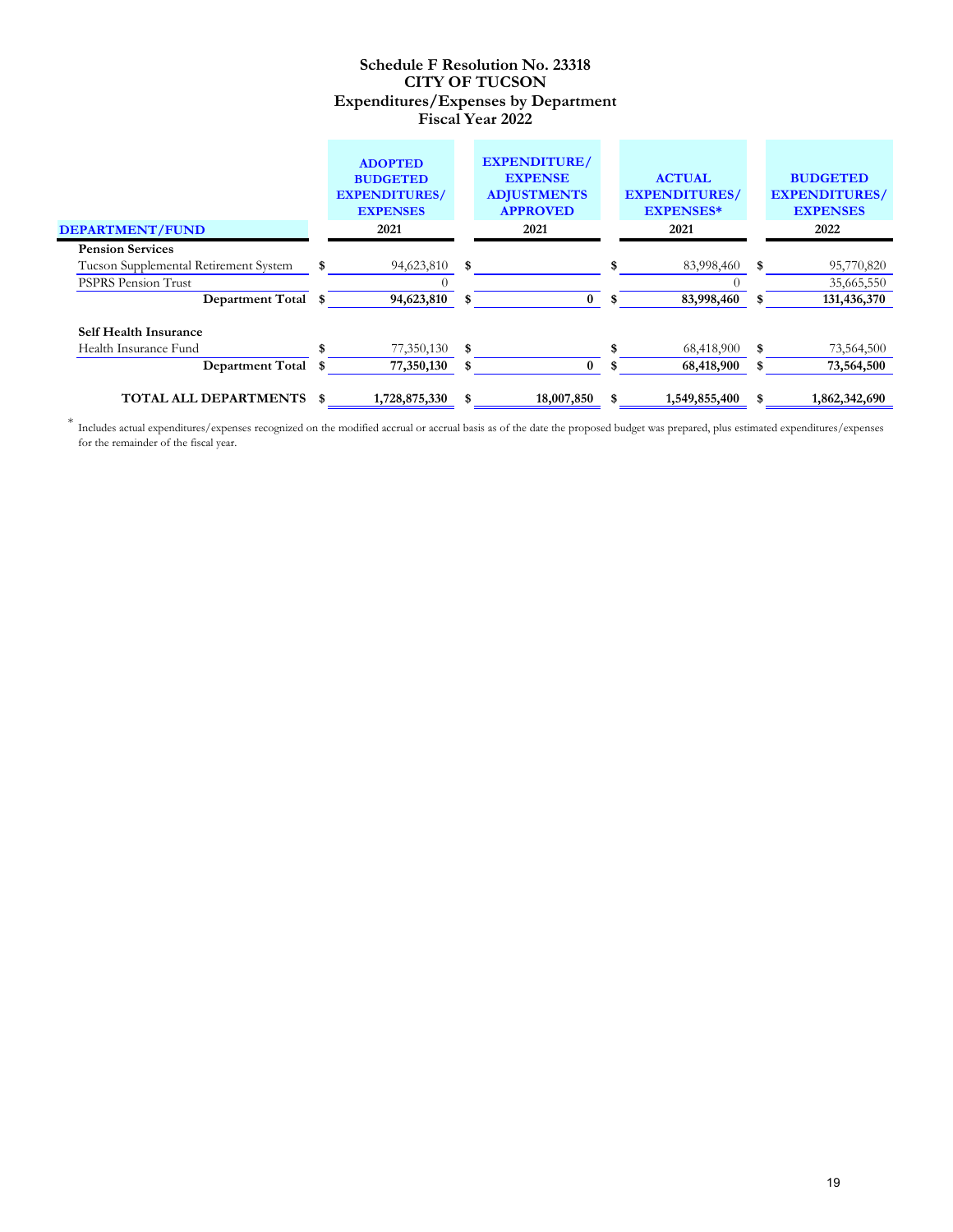# Schedule F Resolution No. 23318
# CITY OF TUCSON
## Expenditures/Expenses by Department
## Fiscal Year 2022

| DEPARTMENT/FUND | ADOPTED BUDGETED EXPENDITURES/ EXPENSES 2021 | EXPENDITURE/ EXPENSE ADJUSTMENTS APPROVED 2021 | ACTUAL EXPENDITURES/ EXPENSES* 2021 | BUDGETED EXPENDITURES/ EXPENSES 2022 |
|---|---|---|---|---|
| **Pension Services** | | | | |
| Tucson Supplemental Retirement System | $ 94,623,810 | $ | $ 83,998,460 | $ 95,770,820 |
| PSPRS Pension Trust | 0 | | 0 | 35,665,550 |
| **Department Total** | **$ 94,623,810** | **$ 0** | **$ 83,998,460** | **$ 131,436,370** |
| **Self Health Insurance** | | | | |
| Health Insurance Fund | $ 77,350,130 | $ | $ 68,418,900 | $ 73,564,500 |
| **Department Total** | **$ 77,350,130** | **$ 0** | **$ 68,418,900** | **$ 73,564,500** |
| **TOTAL ALL DEPARTMENTS** | **$ 1,728,875,330** | **$ 18,007,850** | **$ 1,549,855,400** | **$ 1,862,342,690** |

\* Includes actual expenditures/expenses recognized on the modified accrual or accrual basis as of the date the proposed budget was prepared, plus estimated expenditures/expenses for the remainder of the fiscal year.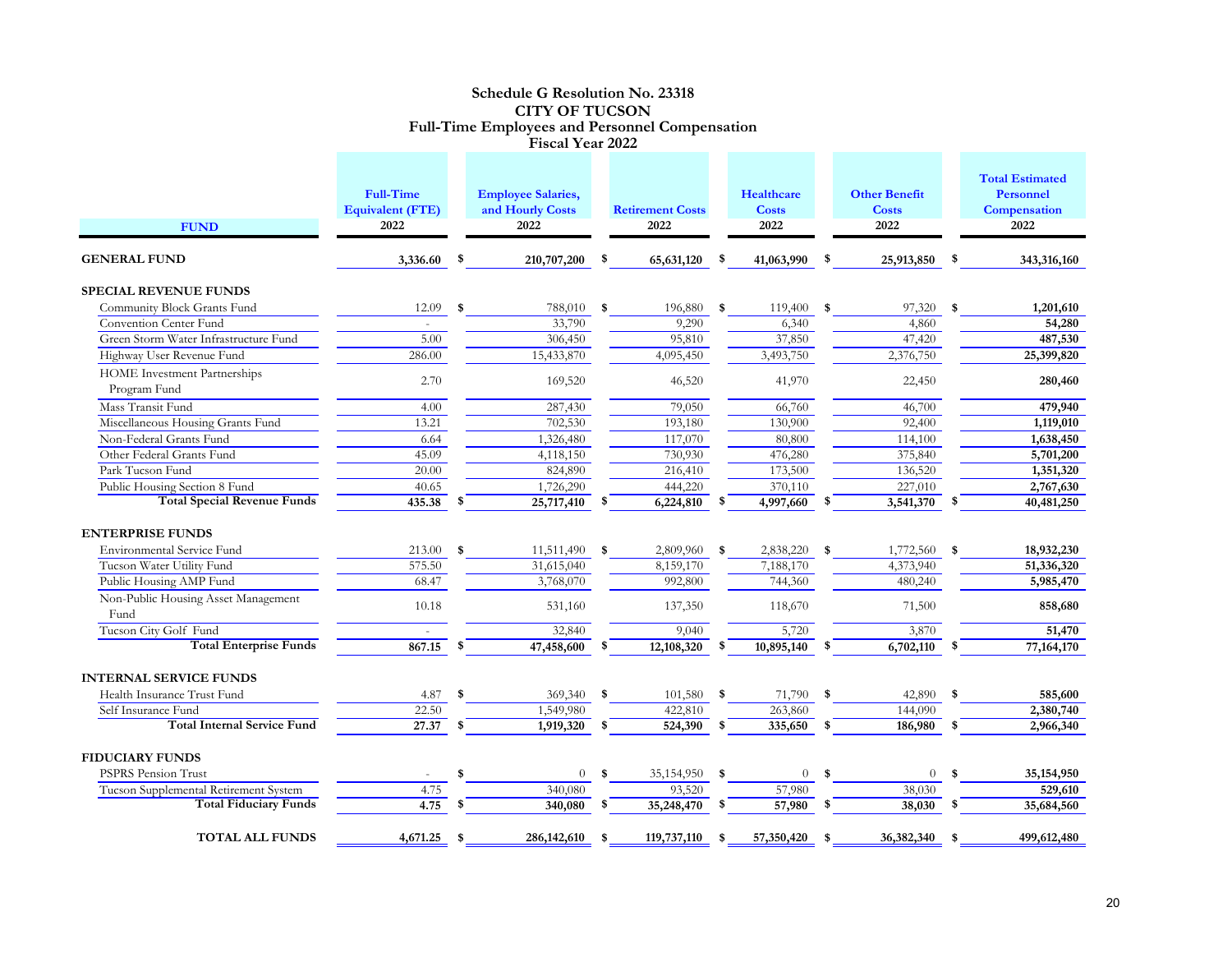# Schedule G Resolution No. 23318
## CITY OF TUCSON
## Full-Time Employees and Personnel Compensation
## Fiscal Year 2022

| FUND | Full-Time Equivalent (FTE) 2022 | Employee Salaries, and Hourly Costs 2022 | Retirement Costs 2022 | Healthcare Costs 2022 | Other Benefit Costs 2022 | Total Estimated Personnel Compensation 2022 |
|---|---|---|---|---|---|---|
| **GENERAL FUND** | **3,336.60** | **$ 210,707,200** | **$ 65,631,120** | **$ 41,063,990** | **$ 25,913,850** | **$ 343,316,160** |
| **SPECIAL REVENUE FUNDS** | | | | | | |
| Community Block Grants Fund | 12.09 | $ 788,010 | $ 196,880 | $ 119,400 | $ 97,320 | **$ 1,201,610** |
| Convention Center Fund | - | 33,790 | 9,290 | 6,340 | 4,860 | **54,280** |
| Green Storm Water Infrastructure Fund | 5.00 | 306,450 | 95,810 | 37,850 | 47,420 | **487,530** |
| Highway User Revenue Fund | 286.00 | 15,433,870 | 4,095,450 | 3,493,750 | 2,376,750 | **25,399,820** |
| HOME Investment Partnerships Program Fund | 2.70 | 169,520 | 46,520 | 41,970 | 22,450 | **280,460** |
| Mass Transit Fund | 4.00 | 287,430 | 79,050 | 66,760 | 46,700 | **479,940** |
| Miscellaneous Housing Grants Fund | 13.21 | 702,530 | 193,180 | 130,900 | 92,400 | **1,119,010** |
| Non-Federal Grants Fund | 6.64 | 1,326,480 | 117,070 | 80,800 | 114,100 | **1,638,450** |
| Other Federal Grants Fund | 45.09 | 4,118,150 | 730,930 | 476,280 | 375,840 | **5,701,200** |
| Park Tucson Fund | 20.00 | 824,890 | 216,410 | 173,500 | 136,520 | **1,351,320** |
| Public Housing Section 8 Fund | 40.65 | 1,726,290 | 444,220 | 370,110 | 227,010 | **2,767,630** |
| **Total Special Revenue Funds** | **435.38** | **$ 25,717,410** | **$ 6,224,810** | **$ 4,997,660** | **$ 3,541,370** | **$ 40,481,250** |
| **ENTERPRISE FUNDS** | | | | | | |
| Environmental Service Fund | 213.00 | $ 11,511,490 | $ 2,809,960 | $ 2,838,220 | $ 1,772,560 | **$ 18,932,230** |
| Tucson Water Utility Fund | 575.50 | 31,615,040 | 8,159,170 | 7,188,170 | 4,373,940 | **51,336,320** |
| Public Housing AMP Fund | 68.47 | 3,768,070 | 992,800 | 744,360 | 480,240 | **5,985,470** |
| Non-Public Housing Asset Management Fund | 10.18 | 531,160 | 137,350 | 118,670 | 71,500 | **858,680** |
| Tucson City Golf Fund | - | 32,840 | 9,040 | 5,720 | 3,870 | **51,470** |
| **Total Enterprise Funds** | **867.15** | **$ 47,458,600** | **$ 12,108,320** | **$ 10,895,140** | **$ 6,702,110** | **$ 77,164,170** |
| **INTERNAL SERVICE FUNDS** | | | | | | |
| Health Insurance Trust Fund | 4.87 | $ 369,340 | $ 101,580 | $ 71,790 | $ 42,890 | **$ 585,600** |
| Self Insurance Fund | 22.50 | 1,549,980 | 422,810 | 263,860 | 144,090 | **2,380,740** |
| **Total Internal Service Fund** | **27.37** | **$ 1,919,320** | **$ 524,390** | **$ 335,650** | **$ 186,980** | **$ 2,966,340** |
| **FIDUCIARY FUNDS** | | | | | | |
| PSPRS Pension Trust | - | $ 0 | $ 35,154,950 | $ 0 | $ 0 | **$ 35,154,950** |
| Tucson Supplemental Retirement System | 4.75 | 340,080 | 93,520 | 57,980 | 38,030 | **529,610** |
| **Total Fiduciary Funds** | **4.75** | **$ 340,080** | **$ 35,248,470** | **$ 57,980** | **$ 38,030** | **$ 35,684,560** |
| **TOTAL ALL FUNDS** | **4,671.25** | **$ 286,142,610** | **$ 119,737,110** | **$ 57,350,420** | **$ 36,382,340** | **$ 499,612,480** |